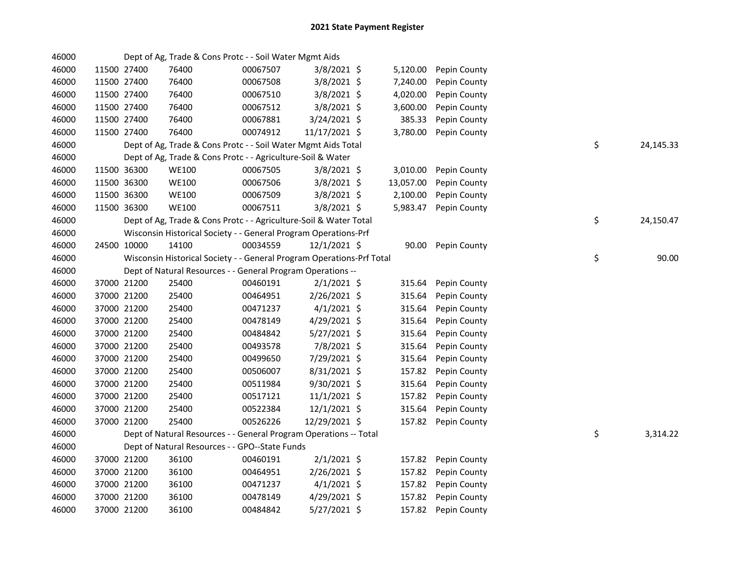# 2021 State Payment Register

| | | | | | | | | | |
|---|---|---|---|---|---|---|---|---|---|
| 46000 | | | Dept of Ag, Trade & Cons Protc - - Soil Water Mgmt Aids | | | | | | |
| 46000 | 11500 | 27400 | 76400 | 00067507 | 3/8/2021 | $ | 5,120.00 | Pepin County | |
| 46000 | 11500 | 27400 | 76400 | 00067508 | 3/8/2021 | $ | 7,240.00 | Pepin County | |
| 46000 | 11500 | 27400 | 76400 | 00067510 | 3/8/2021 | $ | 4,020.00 | Pepin County | |
| 46000 | 11500 | 27400 | 76400 | 00067512 | 3/8/2021 | $ | 3,600.00 | Pepin County | |
| 46000 | 11500 | 27400 | 76400 | 00067881 | 3/24/2021 | $ | 385.33 | Pepin County | |
| 46000 | 11500 | 27400 | 76400 | 00074912 | 11/17/2021 | $ | 3,780.00 | Pepin County | |
| 46000 | | | Dept of Ag, Trade & Cons Protc - - Soil Water Mgmt Aids Total | | | | | | $ 24,145.33 |
| 46000 | | | Dept of Ag, Trade & Cons Protc - - Agriculture-Soil & Water | | | | | | |
| 46000 | 11500 | 36300 | WE100 | 00067505 | 3/8/2021 | $ | 3,010.00 | Pepin County | |
| 46000 | 11500 | 36300 | WE100 | 00067506 | 3/8/2021 | $ | 13,057.00 | Pepin County | |
| 46000 | 11500 | 36300 | WE100 | 00067509 | 3/8/2021 | $ | 2,100.00 | Pepin County | |
| 46000 | 11500 | 36300 | WE100 | 00067511 | 3/8/2021 | $ | 5,983.47 | Pepin County | |
| 46000 | | | Dept of Ag, Trade & Cons Protc - - Agriculture-Soil & Water Total | | | | | | $ 24,150.47 |
| 46000 | | | Wisconsin Historical Society - - General Program Operations-Prf | | | | | | |
| 46000 | 24500 | 10000 | 14100 | 00034559 | 12/1/2021 | $ | 90.00 | Pepin County | |
| 46000 | | | Wisconsin Historical Society - - General Program Operations-Prf Total | | | | | | $ 90.00 |
| 46000 | | | Dept of Natural Resources - - General Program Operations -- | | | | | | |
| 46000 | 37000 | 21200 | 25400 | 00460191 | 2/1/2021 | $ | 315.64 | Pepin County | |
| 46000 | 37000 | 21200 | 25400 | 00464951 | 2/26/2021 | $ | 315.64 | Pepin County | |
| 46000 | 37000 | 21200 | 25400 | 00471237 | 4/1/2021 | $ | 315.64 | Pepin County | |
| 46000 | 37000 | 21200 | 25400 | 00478149 | 4/29/2021 | $ | 315.64 | Pepin County | |
| 46000 | 37000 | 21200 | 25400 | 00484842 | 5/27/2021 | $ | 315.64 | Pepin County | |
| 46000 | 37000 | 21200 | 25400 | 00493578 | 7/8/2021 | $ | 315.64 | Pepin County | |
| 46000 | 37000 | 21200 | 25400 | 00499650 | 7/29/2021 | $ | 315.64 | Pepin County | |
| 46000 | 37000 | 21200 | 25400 | 00506007 | 8/31/2021 | $ | 157.82 | Pepin County | |
| 46000 | 37000 | 21200 | 25400 | 00511984 | 9/30/2021 | $ | 315.64 | Pepin County | |
| 46000 | 37000 | 21200 | 25400 | 00517121 | 11/1/2021 | $ | 157.82 | Pepin County | |
| 46000 | 37000 | 21200 | 25400 | 00522384 | 12/1/2021 | $ | 315.64 | Pepin County | |
| 46000 | 37000 | 21200 | 25400 | 00526226 | 12/29/2021 | $ | 157.82 | Pepin County | |
| 46000 | | | Dept of Natural Resources - - General Program Operations -- Total | | | | | | $ 3,314.22 |
| 46000 | | | Dept of Natural Resources - - GPO--State Funds | | | | | | |
| 46000 | 37000 | 21200 | 36100 | 00460191 | 2/1/2021 | $ | 157.82 | Pepin County | |
| 46000 | 37000 | 21200 | 36100 | 00464951 | 2/26/2021 | $ | 157.82 | Pepin County | |
| 46000 | 37000 | 21200 | 36100 | 00471237 | 4/1/2021 | $ | 157.82 | Pepin County | |
| 46000 | 37000 | 21200 | 36100 | 00478149 | 4/29/2021 | $ | 157.82 | Pepin County | |
| 46000 | 37000 | 21200 | 36100 | 00484842 | 5/27/2021 | $ | 157.82 | Pepin County | |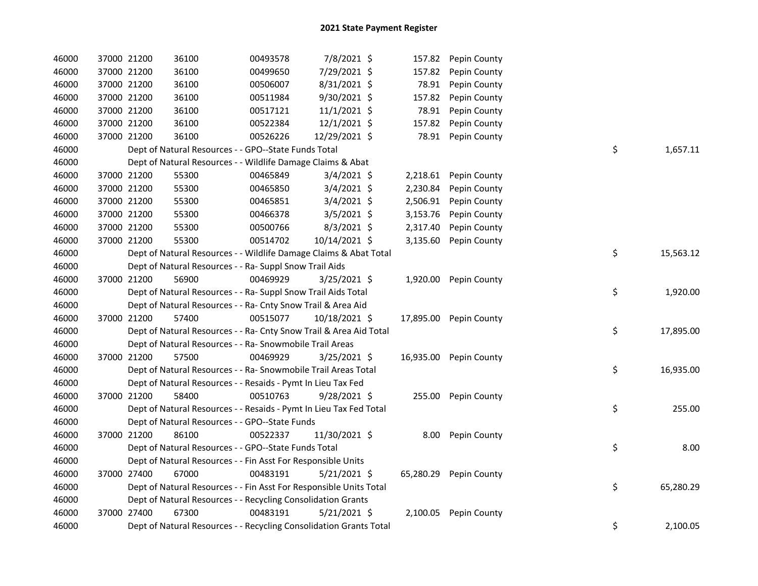# 2021 State Payment Register

| | | | | | | | | | |
|---|---|---|---|---|---|---|---|---|---|
| 46000 | 37000 | 21200 | 36100 | 00493578 | 7/8/2021 | $ 157.82 | Pepin County | | |
| 46000 | 37000 | 21200 | 36100 | 00499650 | 7/29/2021 | $ 157.82 | Pepin County | | |
| 46000 | 37000 | 21200 | 36100 | 00506007 | 8/31/2021 | $ 78.91 | Pepin County | | |
| 46000 | 37000 | 21200 | 36100 | 00511984 | 9/30/2021 | $ 157.82 | Pepin County | | |
| 46000 | 37000 | 21200 | 36100 | 00517121 | 11/1/2021 | $ 78.91 | Pepin County | | |
| 46000 | 37000 | 21200 | 36100 | 00522384 | 12/1/2021 | $ 157.82 | Pepin County | | |
| 46000 | 37000 | 21200 | 36100 | 00526226 | 12/29/2021 | $ 78.91 | Pepin County | | |
| 46000 | Dept of Natural Resources - - GPO--State Funds Total | | | | | | | $ | 1,657.11 |
| 46000 | Dept of Natural Resources - - Wildlife Damage Claims & Abat | | | | | | | | |
| 46000 | 37000 | 21200 | 55300 | 00465849 | 3/4/2021 | $ 2,218.61 | Pepin County | | |
| 46000 | 37000 | 21200 | 55300 | 00465850 | 3/4/2021 | $ 2,230.84 | Pepin County | | |
| 46000 | 37000 | 21200 | 55300 | 00465851 | 3/4/2021 | $ 2,506.91 | Pepin County | | |
| 46000 | 37000 | 21200 | 55300 | 00466378 | 3/5/2021 | $ 3,153.76 | Pepin County | | |
| 46000 | 37000 | 21200 | 55300 | 00500766 | 8/3/2021 | $ 2,317.40 | Pepin County | | |
| 46000 | 37000 | 21200 | 55300 | 00514702 | 10/14/2021 | $ 3,135.60 | Pepin County | | |
| 46000 | Dept of Natural Resources - - Wildlife Damage Claims & Abat Total | | | | | | | $ | 15,563.12 |
| 46000 | Dept of Natural Resources - - Ra- Suppl Snow Trail Aids | | | | | | | | |
| 46000 | 37000 | 21200 | 56900 | 00469929 | 3/25/2021 | $ 1,920.00 | Pepin County | | |
| 46000 | Dept of Natural Resources - - Ra- Suppl Snow Trail Aids Total | | | | | | | $ | 1,920.00 |
| 46000 | Dept of Natural Resources - - Ra- Cnty Snow Trail & Area Aid | | | | | | | | |
| 46000 | 37000 | 21200 | 57400 | 00515077 | 10/18/2021 | $ 17,895.00 | Pepin County | | |
| 46000 | Dept of Natural Resources - - Ra- Cnty Snow Trail & Area Aid Total | | | | | | | $ | 17,895.00 |
| 46000 | Dept of Natural Resources - - Ra- Snowmobile Trail Areas | | | | | | | | |
| 46000 | 37000 | 21200 | 57500 | 00469929 | 3/25/2021 | $ 16,935.00 | Pepin County | | |
| 46000 | Dept of Natural Resources - - Ra- Snowmobile Trail Areas Total | | | | | | | $ | 16,935.00 |
| 46000 | Dept of Natural Resources - - Resaids - Pymt In Lieu Tax Fed | | | | | | | | |
| 46000 | 37000 | 21200 | 58400 | 00510763 | 9/28/2021 | $ 255.00 | Pepin County | | |
| 46000 | Dept of Natural Resources - - Resaids - Pymt In Lieu Tax Fed Total | | | | | | | $ | 255.00 |
| 46000 | Dept of Natural Resources - - GPO--State Funds | | | | | | | | |
| 46000 | 37000 | 21200 | 86100 | 00522337 | 11/30/2021 | $ 8.00 | Pepin County | | |
| 46000 | Dept of Natural Resources - - GPO--State Funds Total | | | | | | | $ | 8.00 |
| 46000 | Dept of Natural Resources - - Fin Asst For Responsible Units | | | | | | | | |
| 46000 | 37000 | 27400 | 67000 | 00483191 | 5/21/2021 | $ 65,280.29 | Pepin County | | |
| 46000 | Dept of Natural Resources - - Fin Asst For Responsible Units Total | | | | | | | $ | 65,280.29 |
| 46000 | Dept of Natural Resources - - Recycling Consolidation Grants | | | | | | | | |
| 46000 | 37000 | 27400 | 67300 | 00483191 | 5/21/2021 | $ 2,100.05 | Pepin County | | |
| 46000 | Dept of Natural Resources - - Recycling Consolidation Grants Total | | | | | | | $ | 2,100.05 |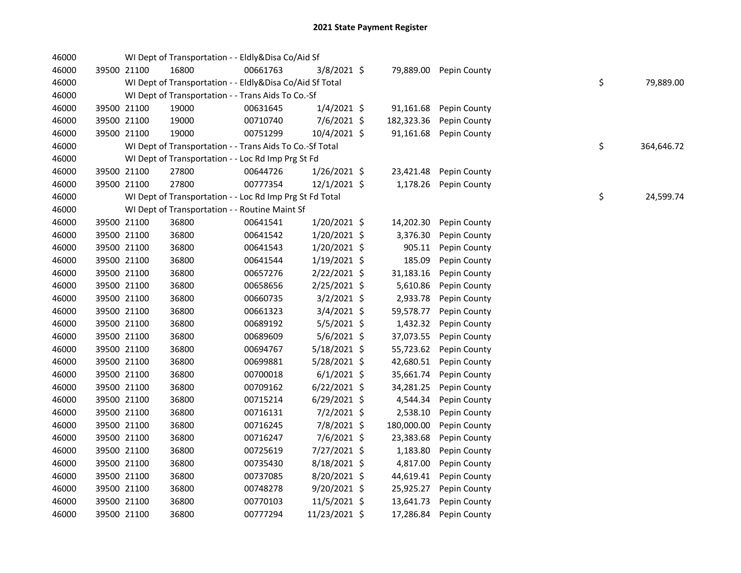## 2021 State Payment Register

| | | | | | | | | | |
|---|---|---|---|---|---|---|---|---|---|
| 46000 | | | WI Dept of Transportation - - Eldly&Disa Co/Aid Sf | | | | | | |
| 46000 | 39500 | 21100 | 16800 | 00661763 | 3/8/2021 | $ | 79,889.00 | Pepin County | |
| 46000 | | | WI Dept of Transportation - - Eldly&Disa Co/Aid Sf Total | | | | | | $ 79,889.00 |
| 46000 | | | WI Dept of Transportation - - Trans Aids To Co.-Sf | | | | | | |
| 46000 | 39500 | 21100 | 19000 | 00631645 | 1/4/2021 | $ | 91,161.68 | Pepin County | |
| 46000 | 39500 | 21100 | 19000 | 00710740 | 7/6/2021 | $ | 182,323.36 | Pepin County | |
| 46000 | 39500 | 21100 | 19000 | 00751299 | 10/4/2021 | $ | 91,161.68 | Pepin County | |
| 46000 | | | WI Dept of Transportation - - Trans Aids To Co.-Sf Total | | | | | | $ 364,646.72 |
| 46000 | | | WI Dept of Transportation - - Loc Rd Imp Prg St Fd | | | | | | |
| 46000 | 39500 | 21100 | 27800 | 00644726 | 1/26/2021 | $ | 23,421.48 | Pepin County | |
| 46000 | 39500 | 21100 | 27800 | 00777354 | 12/1/2021 | $ | 1,178.26 | Pepin County | |
| 46000 | | | WI Dept of Transportation - - Loc Rd Imp Prg St Fd Total | | | | | | $ 24,599.74 |
| 46000 | | | WI Dept of Transportation - - Routine Maint Sf | | | | | | |
| 46000 | 39500 | 21100 | 36800 | 00641541 | 1/20/2021 | $ | 14,202.30 | Pepin County | |
| 46000 | 39500 | 21100 | 36800 | 00641542 | 1/20/2021 | $ | 3,376.30 | Pepin County | |
| 46000 | 39500 | 21100 | 36800 | 00641543 | 1/20/2021 | $ | 905.11 | Pepin County | |
| 46000 | 39500 | 21100 | 36800 | 00641544 | 1/19/2021 | $ | 185.09 | Pepin County | |
| 46000 | 39500 | 21100 | 36800 | 00657276 | 2/22/2021 | $ | 31,183.16 | Pepin County | |
| 46000 | 39500 | 21100 | 36800 | 00658656 | 2/25/2021 | $ | 5,610.86 | Pepin County | |
| 46000 | 39500 | 21100 | 36800 | 00660735 | 3/2/2021 | $ | 2,933.78 | Pepin County | |
| 46000 | 39500 | 21100 | 36800 | 00661323 | 3/4/2021 | $ | 59,578.77 | Pepin County | |
| 46000 | 39500 | 21100 | 36800 | 00689192 | 5/5/2021 | $ | 1,432.32 | Pepin County | |
| 46000 | 39500 | 21100 | 36800 | 00689609 | 5/6/2021 | $ | 37,073.55 | Pepin County | |
| 46000 | 39500 | 21100 | 36800 | 00694767 | 5/18/2021 | $ | 55,723.62 | Pepin County | |
| 46000 | 39500 | 21100 | 36800 | 00699881 | 5/28/2021 | $ | 42,680.51 | Pepin County | |
| 46000 | 39500 | 21100 | 36800 | 00700018 | 6/1/2021 | $ | 35,661.74 | Pepin County | |
| 46000 | 39500 | 21100 | 36800 | 00709162 | 6/22/2021 | $ | 34,281.25 | Pepin County | |
| 46000 | 39500 | 21100 | 36800 | 00715214 | 6/29/2021 | $ | 4,544.34 | Pepin County | |
| 46000 | 39500 | 21100 | 36800 | 00716131 | 7/2/2021 | $ | 2,538.10 | Pepin County | |
| 46000 | 39500 | 21100 | 36800 | 00716245 | 7/8/2021 | $ | 180,000.00 | Pepin County | |
| 46000 | 39500 | 21100 | 36800 | 00716247 | 7/6/2021 | $ | 23,383.68 | Pepin County | |
| 46000 | 39500 | 21100 | 36800 | 00725619 | 7/27/2021 | $ | 1,183.80 | Pepin County | |
| 46000 | 39500 | 21100 | 36800 | 00735430 | 8/18/2021 | $ | 4,817.00 | Pepin County | |
| 46000 | 39500 | 21100 | 36800 | 00737085 | 8/20/2021 | $ | 44,619.41 | Pepin County | |
| 46000 | 39500 | 21100 | 36800 | 00748278 | 9/20/2021 | $ | 25,925.27 | Pepin County | |
| 46000 | 39500 | 21100 | 36800 | 00770103 | 11/5/2021 | $ | 13,641.73 | Pepin County | |
| 46000 | 39500 | 21100 | 36800 | 00777294 | 11/23/2021 | $ | 17,286.84 | Pepin County | |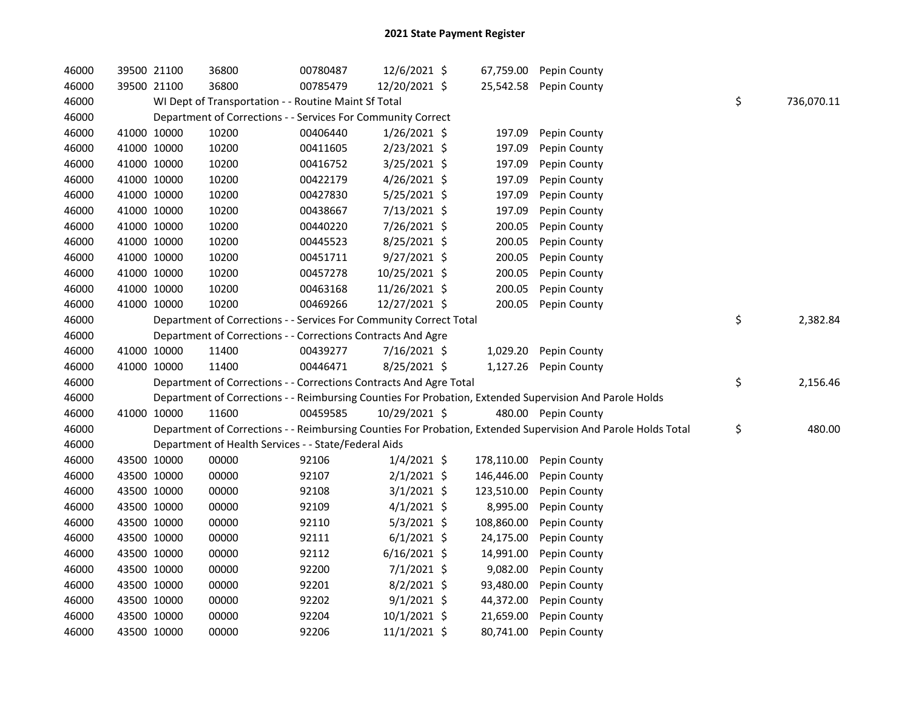# 2021 State Payment Register

| | | | | | | | | | |
|---|---|---|---|---|---|---|---|---|---|
| 46000 | 39500 | 21100 | 36800 | 00780487 | 12/6/2021 | $ 67,759.00 | Pepin County | | |
| 46000 | 39500 | 21100 | 36800 | 00785479 | 12/20/2021 | $ 25,542.58 | Pepin County | | |
| 46000 | | WI Dept of Transportation - - Routine Maint Sf Total | | | | | | $ | 736,070.11 |
| 46000 | | Department of Corrections - - Services For Community Correct | | | | | | | |
| 46000 | 41000 | 10000 | 10200 | 00406440 | 1/26/2021 | $ 197.09 | Pepin County | | |
| 46000 | 41000 | 10000 | 10200 | 00411605 | 2/23/2021 | $ 197.09 | Pepin County | | |
| 46000 | 41000 | 10000 | 10200 | 00416752 | 3/25/2021 | $ 197.09 | Pepin County | | |
| 46000 | 41000 | 10000 | 10200 | 00422179 | 4/26/2021 | $ 197.09 | Pepin County | | |
| 46000 | 41000 | 10000 | 10200 | 00427830 | 5/25/2021 | $ 197.09 | Pepin County | | |
| 46000 | 41000 | 10000 | 10200 | 00438667 | 7/13/2021 | $ 197.09 | Pepin County | | |
| 46000 | 41000 | 10000 | 10200 | 00440220 | 7/26/2021 | $ 200.05 | Pepin County | | |
| 46000 | 41000 | 10000 | 10200 | 00445523 | 8/25/2021 | $ 200.05 | Pepin County | | |
| 46000 | 41000 | 10000 | 10200 | 00451711 | 9/27/2021 | $ 200.05 | Pepin County | | |
| 46000 | 41000 | 10000 | 10200 | 00457278 | 10/25/2021 | $ 200.05 | Pepin County | | |
| 46000 | 41000 | 10000 | 10200 | 00463168 | 11/26/2021 | $ 200.05 | Pepin County | | |
| 46000 | 41000 | 10000 | 10200 | 00469266 | 12/27/2021 | $ 200.05 | Pepin County | | |
| 46000 | | Department of Corrections - - Services For Community Correct Total | | | | | | $ | 2,382.84 |
| 46000 | | Department of Corrections - - Corrections Contracts And Agre | | | | | | | |
| 46000 | 41000 | 10000 | 11400 | 00439277 | 7/16/2021 | $ 1,029.20 | Pepin County | | |
| 46000 | 41000 | 10000 | 11400 | 00446471 | 8/25/2021 | $ 1,127.26 | Pepin County | | |
| 46000 | | Department of Corrections - - Corrections Contracts And Agre Total | | | | | | $ | 2,156.46 |
| 46000 | | Department of Corrections - - Reimbursing Counties For Probation, Extended Supervision And Parole Holds | | | | | | | |
| 46000 | 41000 | 10000 | 11600 | 00459585 | 10/29/2021 | $ 480.00 | Pepin County | | |
| 46000 | | Department of Corrections - - Reimbursing Counties For Probation, Extended Supervision And Parole Holds Total | | | | | | $ | 480.00 |
| 46000 | | Department of Health Services - - State/Federal Aids | | | | | | | |
| 46000 | 43500 | 10000 | 00000 | 92106 | 1/4/2021 | $ 178,110.00 | Pepin County | | |
| 46000 | 43500 | 10000 | 00000 | 92107 | 2/1/2021 | $ 146,446.00 | Pepin County | | |
| 46000 | 43500 | 10000 | 00000 | 92108 | 3/1/2021 | $ 123,510.00 | Pepin County | | |
| 46000 | 43500 | 10000 | 00000 | 92109 | 4/1/2021 | $ 8,995.00 | Pepin County | | |
| 46000 | 43500 | 10000 | 00000 | 92110 | 5/3/2021 | $ 108,860.00 | Pepin County | | |
| 46000 | 43500 | 10000 | 00000 | 92111 | 6/1/2021 | $ 24,175.00 | Pepin County | | |
| 46000 | 43500 | 10000 | 00000 | 92112 | 6/16/2021 | $ 14,991.00 | Pepin County | | |
| 46000 | 43500 | 10000 | 00000 | 92200 | 7/1/2021 | $ 9,082.00 | Pepin County | | |
| 46000 | 43500 | 10000 | 00000 | 92201 | 8/2/2021 | $ 93,480.00 | Pepin County | | |
| 46000 | 43500 | 10000 | 00000 | 92202 | 9/1/2021 | $ 44,372.00 | Pepin County | | |
| 46000 | 43500 | 10000 | 00000 | 92204 | 10/1/2021 | $ 21,659.00 | Pepin County | | |
| 46000 | 43500 | 10000 | 00000 | 92206 | 11/1/2021 | $ 80,741.00 | Pepin County | | |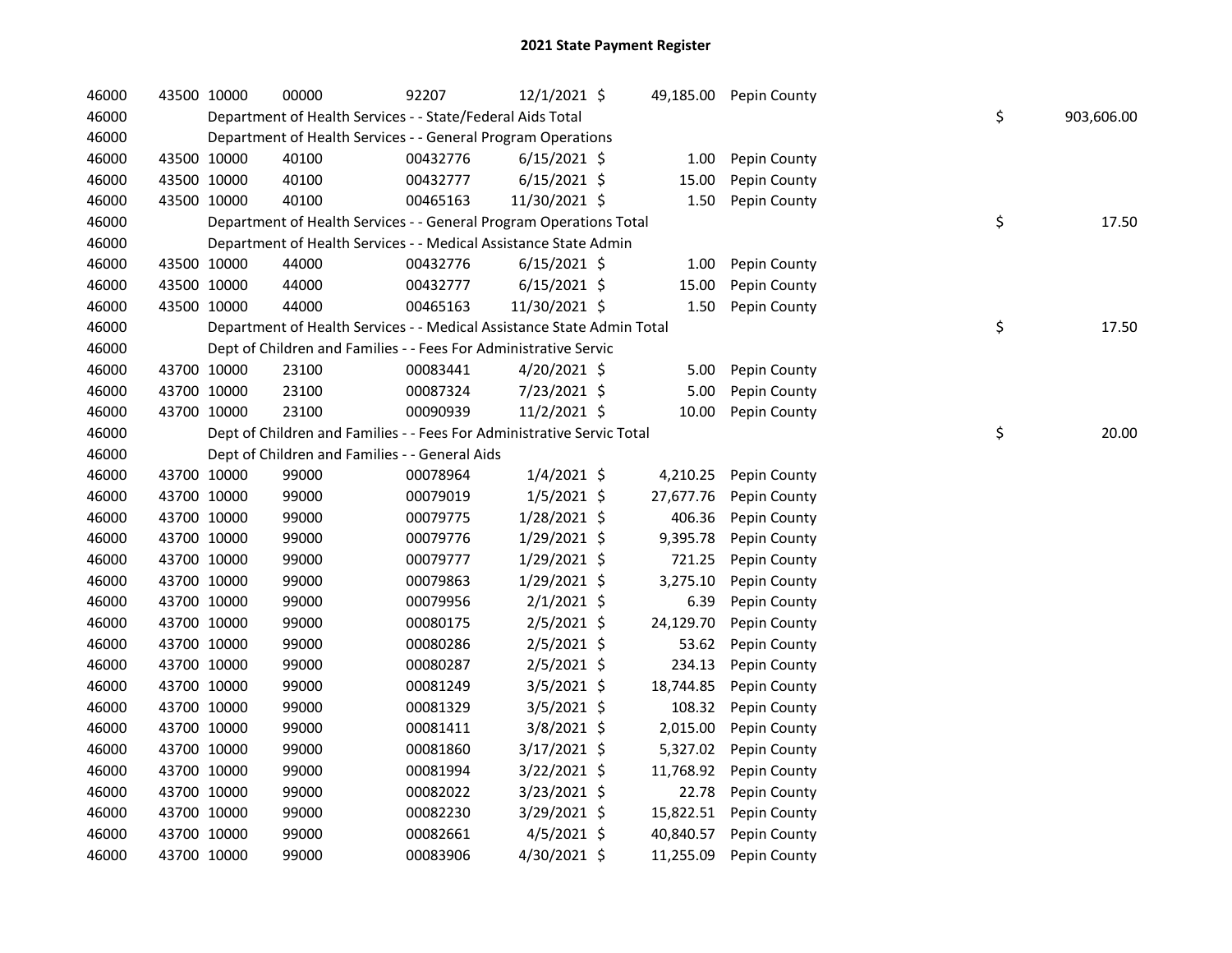# 2021 State Payment Register

| | | | | | | | | |
|---|---|---|---|---|---|---|---|---|
| 46000 | 43500 | 10000 | 00000 | 92207 | 12/1/2021 | $ 49,185.00 | Pepin County | |
| 46000 | | Department of Health Services - - State/Federal Aids Total | | | | | | $ 903,606.00 |
| 46000 | | Department of Health Services - - General Program Operations | | | | | | |
| 46000 | 43500 | 10000 | 40100 | 00432776 | 6/15/2021 | $ 1.00 | Pepin County | |
| 46000 | 43500 | 10000 | 40100 | 00432777 | 6/15/2021 | $ 15.00 | Pepin County | |
| 46000 | 43500 | 10000 | 40100 | 00465163 | 11/30/2021 | $ 1.50 | Pepin County | |
| 46000 | | Department of Health Services - - General Program Operations Total | | | | | | $ 17.50 |
| 46000 | | Department of Health Services - - Medical Assistance State Admin | | | | | | |
| 46000 | 43500 | 10000 | 44000 | 00432776 | 6/15/2021 | $ 1.00 | Pepin County | |
| 46000 | 43500 | 10000 | 44000 | 00432777 | 6/15/2021 | $ 15.00 | Pepin County | |
| 46000 | 43500 | 10000 | 44000 | 00465163 | 11/30/2021 | $ 1.50 | Pepin County | |
| 46000 | | Department of Health Services - - Medical Assistance State Admin Total | | | | | | $ 17.50 |
| 46000 | | Dept of Children and Families - - Fees For Administrative Servic | | | | | | |
| 46000 | 43700 | 10000 | 23100 | 00083441 | 4/20/2021 | $ 5.00 | Pepin County | |
| 46000 | 43700 | 10000 | 23100 | 00087324 | 7/23/2021 | $ 5.00 | Pepin County | |
| 46000 | 43700 | 10000 | 23100 | 00090939 | 11/2/2021 | $ 10.00 | Pepin County | |
| 46000 | | Dept of Children and Families - - Fees For Administrative Servic Total | | | | | | $ 20.00 |
| 46000 | | Dept of Children and Families - - General Aids | | | | | | |
| 46000 | 43700 | 10000 | 99000 | 00078964 | 1/4/2021 | $ 4,210.25 | Pepin County | |
| 46000 | 43700 | 10000 | 99000 | 00079019 | 1/5/2021 | $ 27,677.76 | Pepin County | |
| 46000 | 43700 | 10000 | 99000 | 00079775 | 1/28/2021 | $ 406.36 | Pepin County | |
| 46000 | 43700 | 10000 | 99000 | 00079776 | 1/29/2021 | $ 9,395.78 | Pepin County | |
| 46000 | 43700 | 10000 | 99000 | 00079777 | 1/29/2021 | $ 721.25 | Pepin County | |
| 46000 | 43700 | 10000 | 99000 | 00079863 | 1/29/2021 | $ 3,275.10 | Pepin County | |
| 46000 | 43700 | 10000 | 99000 | 00079956 | 2/1/2021 | $ 6.39 | Pepin County | |
| 46000 | 43700 | 10000 | 99000 | 00080175 | 2/5/2021 | $ 24,129.70 | Pepin County | |
| 46000 | 43700 | 10000 | 99000 | 00080286 | 2/5/2021 | $ 53.62 | Pepin County | |
| 46000 | 43700 | 10000 | 99000 | 00080287 | 2/5/2021 | $ 234.13 | Pepin County | |
| 46000 | 43700 | 10000 | 99000 | 00081249 | 3/5/2021 | $ 18,744.85 | Pepin County | |
| 46000 | 43700 | 10000 | 99000 | 00081329 | 3/5/2021 | $ 108.32 | Pepin County | |
| 46000 | 43700 | 10000 | 99000 | 00081411 | 3/8/2021 | $ 2,015.00 | Pepin County | |
| 46000 | 43700 | 10000 | 99000 | 00081860 | 3/17/2021 | $ 5,327.02 | Pepin County | |
| 46000 | 43700 | 10000 | 99000 | 00081994 | 3/22/2021 | $ 11,768.92 | Pepin County | |
| 46000 | 43700 | 10000 | 99000 | 00082022 | 3/23/2021 | $ 22.78 | Pepin County | |
| 46000 | 43700 | 10000 | 99000 | 00082230 | 3/29/2021 | $ 15,822.51 | Pepin County | |
| 46000 | 43700 | 10000 | 99000 | 00082661 | 4/5/2021 | $ 40,840.57 | Pepin County | |
| 46000 | 43700 | 10000 | 99000 | 00083906 | 4/30/2021 | $ 11,255.09 | Pepin County | |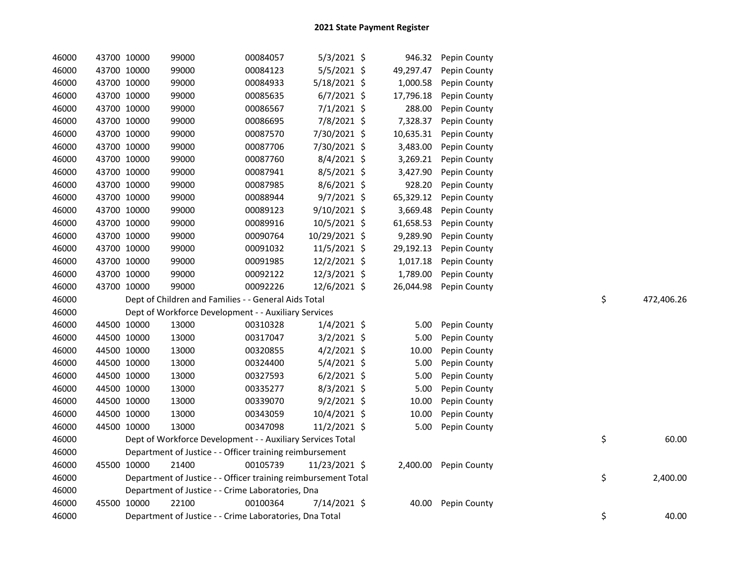# 2021 State Payment Register

| | | | | | | | | | |
|---|---|---|---|---|---|---|---|---|---|
| 46000 | 43700 | 10000 | 99000 | 00084057 | 5/3/2021 | $ 946.32 | Pepin County | | |
| 46000 | 43700 | 10000 | 99000 | 00084123 | 5/5/2021 | $ 49,297.47 | Pepin County | | |
| 46000 | 43700 | 10000 | 99000 | 00084933 | 5/18/2021 | $ 1,000.58 | Pepin County | | |
| 46000 | 43700 | 10000 | 99000 | 00085635 | 6/7/2021 | $ 17,796.18 | Pepin County | | |
| 46000 | 43700 | 10000 | 99000 | 00086567 | 7/1/2021 | $ 288.00 | Pepin County | | |
| 46000 | 43700 | 10000 | 99000 | 00086695 | 7/8/2021 | $ 7,328.37 | Pepin County | | |
| 46000 | 43700 | 10000 | 99000 | 00087570 | 7/30/2021 | $ 10,635.31 | Pepin County | | |
| 46000 | 43700 | 10000 | 99000 | 00087706 | 7/30/2021 | $ 3,483.00 | Pepin County | | |
| 46000 | 43700 | 10000 | 99000 | 00087760 | 8/4/2021 | $ 3,269.21 | Pepin County | | |
| 46000 | 43700 | 10000 | 99000 | 00087941 | 8/5/2021 | $ 3,427.90 | Pepin County | | |
| 46000 | 43700 | 10000 | 99000 | 00087985 | 8/6/2021 | $ 928.20 | Pepin County | | |
| 46000 | 43700 | 10000 | 99000 | 00088944 | 9/7/2021 | $ 65,329.12 | Pepin County | | |
| 46000 | 43700 | 10000 | 99000 | 00089123 | 9/10/2021 | $ 3,669.48 | Pepin County | | |
| 46000 | 43700 | 10000 | 99000 | 00089916 | 10/5/2021 | $ 61,658.53 | Pepin County | | |
| 46000 | 43700 | 10000 | 99000 | 00090764 | 10/29/2021 | $ 9,289.90 | Pepin County | | |
| 46000 | 43700 | 10000 | 99000 | 00091032 | 11/5/2021 | $ 29,192.13 | Pepin County | | |
| 46000 | 43700 | 10000 | 99000 | 00091985 | 12/2/2021 | $ 1,017.18 | Pepin County | | |
| 46000 | 43700 | 10000 | 99000 | 00092122 | 12/3/2021 | $ 1,789.00 | Pepin County | | |
| 46000 | 43700 | 10000 | 99000 | 00092226 | 12/6/2021 | $ 26,044.98 | Pepin County | | |
| 46000 | | Dept of Children and Families - - General Aids Total | | | | | | $ | 472,406.26 |
| 46000 | | Dept of Workforce Development - - Auxiliary Services | | | | | | | |
| 46000 | 44500 | 10000 | 13000 | 00310328 | 1/4/2021 | $ 5.00 | Pepin County | | |
| 46000 | 44500 | 10000 | 13000 | 00317047 | 3/2/2021 | $ 5.00 | Pepin County | | |
| 46000 | 44500 | 10000 | 13000 | 00320855 | 4/2/2021 | $ 10.00 | Pepin County | | |
| 46000 | 44500 | 10000 | 13000 | 00324400 | 5/4/2021 | $ 5.00 | Pepin County | | |
| 46000 | 44500 | 10000 | 13000 | 00327593 | 6/2/2021 | $ 5.00 | Pepin County | | |
| 46000 | 44500 | 10000 | 13000 | 00335277 | 8/3/2021 | $ 5.00 | Pepin County | | |
| 46000 | 44500 | 10000 | 13000 | 00339070 | 9/2/2021 | $ 10.00 | Pepin County | | |
| 46000 | 44500 | 10000 | 13000 | 00343059 | 10/4/2021 | $ 10.00 | Pepin County | | |
| 46000 | 44500 | 10000 | 13000 | 00347098 | 11/2/2021 | $ 5.00 | Pepin County | | |
| 46000 | | Dept of Workforce Development - - Auxiliary Services Total | | | | | | $ | 60.00 |
| 46000 | | Department of Justice - - Officer training reimbursement | | | | | | | |
| 46000 | 45500 | 10000 | 21400 | 00105739 | 11/23/2021 | $ 2,400.00 | Pepin County | | |
| 46000 | | Department of Justice - - Officer training reimbursement Total | | | | | | $ | 2,400.00 |
| 46000 | | Department of Justice - - Crime Laboratories, Dna | | | | | | | |
| 46000 | 45500 | 10000 | 22100 | 00100364 | 7/14/2021 | $ 40.00 | Pepin County | | |
| 46000 | | Department of Justice - - Crime Laboratories, Dna Total | | | | | | $ | 40.00 |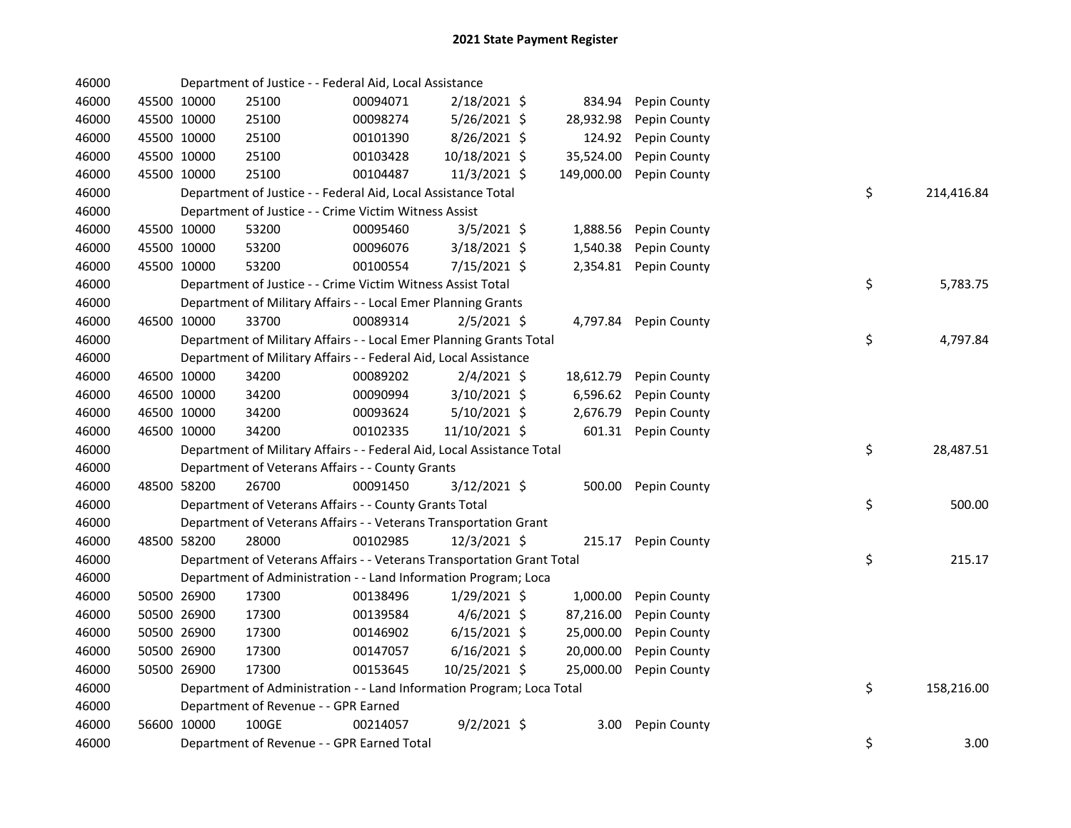# 2021 State Payment Register

| | | | | | | | | | |
|---|---|---|---|---|---|---|---|---|---|
| 46000 | | | Department of Justice - - Federal Aid, Local Assistance | | | | | | |
| 46000 | 45500 | 10000 | 25100 | 00094071 | 2/18/2021 | $ 834.94 | Pepin County | | |
| 46000 | 45500 | 10000 | 25100 | 00098274 | 5/26/2021 | $ 28,932.98 | Pepin County | | |
| 46000 | 45500 | 10000 | 25100 | 00101390 | 8/26/2021 | $ 124.92 | Pepin County | | |
| 46000 | 45500 | 10000 | 25100 | 00103428 | 10/18/2021 | $ 35,524.00 | Pepin County | | |
| 46000 | 45500 | 10000 | 25100 | 00104487 | 11/3/2021 | $ 149,000.00 | Pepin County | | |
| 46000 | | | Department of Justice - - Federal Aid, Local Assistance Total | | | | | $ | 214,416.84 |
| 46000 | | | Department of Justice - - Crime Victim Witness Assist | | | | | | |
| 46000 | 45500 | 10000 | 53200 | 00095460 | 3/5/2021 | $ 1,888.56 | Pepin County | | |
| 46000 | 45500 | 10000 | 53200 | 00096076 | 3/18/2021 | $ 1,540.38 | Pepin County | | |
| 46000 | 45500 | 10000 | 53200 | 00100554 | 7/15/2021 | $ 2,354.81 | Pepin County | | |
| 46000 | | | Department of Justice - - Crime Victim Witness Assist Total | | | | | $ | 5,783.75 |
| 46000 | | | Department of Military Affairs - - Local Emer Planning Grants | | | | | | |
| 46000 | 46500 | 10000 | 33700 | 00089314 | 2/5/2021 | $ 4,797.84 | Pepin County | | |
| 46000 | | | Department of Military Affairs - - Local Emer Planning Grants Total | | | | | $ | 4,797.84 |
| 46000 | | | Department of Military Affairs - - Federal Aid, Local Assistance | | | | | | |
| 46000 | 46500 | 10000 | 34200 | 00089202 | 2/4/2021 | $ 18,612.79 | Pepin County | | |
| 46000 | 46500 | 10000 | 34200 | 00090994 | 3/10/2021 | $ 6,596.62 | Pepin County | | |
| 46000 | 46500 | 10000 | 34200 | 00093624 | 5/10/2021 | $ 2,676.79 | Pepin County | | |
| 46000 | 46500 | 10000 | 34200 | 00102335 | 11/10/2021 | $ 601.31 | Pepin County | | |
| 46000 | | | Department of Military Affairs - - Federal Aid, Local Assistance Total | | | | | $ | 28,487.51 |
| 46000 | | | Department of Veterans Affairs - - County Grants | | | | | | |
| 46000 | 48500 | 58200 | 26700 | 00091450 | 3/12/2021 | $ 500.00 | Pepin County | | |
| 46000 | | | Department of Veterans Affairs - - County Grants Total | | | | | $ | 500.00 |
| 46000 | | | Department of Veterans Affairs - - Veterans Transportation Grant | | | | | | |
| 46000 | 48500 | 58200 | 28000 | 00102985 | 12/3/2021 | $ 215.17 | Pepin County | | |
| 46000 | | | Department of Veterans Affairs - - Veterans Transportation Grant Total | | | | | $ | 215.17 |
| 46000 | | | Department of Administration - - Land Information Program; Loca | | | | | | |
| 46000 | 50500 | 26900 | 17300 | 00138496 | 1/29/2021 | $ 1,000.00 | Pepin County | | |
| 46000 | 50500 | 26900 | 17300 | 00139584 | 4/6/2021 | $ 87,216.00 | Pepin County | | |
| 46000 | 50500 | 26900 | 17300 | 00146902 | 6/15/2021 | $ 25,000.00 | Pepin County | | |
| 46000 | 50500 | 26900 | 17300 | 00147057 | 6/16/2021 | $ 20,000.00 | Pepin County | | |
| 46000 | 50500 | 26900 | 17300 | 00153645 | 10/25/2021 | $ 25,000.00 | Pepin County | | |
| 46000 | | | Department of Administration - - Land Information Program; Loca Total | | | | | $ | 158,216.00 |
| 46000 | | | Department of Revenue - - GPR Earned | | | | | | |
| 46000 | 56600 | 10000 | 100GE | 00214057 | 9/2/2021 | $ 3.00 | Pepin County | | |
| 46000 | | | Department of Revenue - - GPR Earned Total | | | | | $ | 3.00 |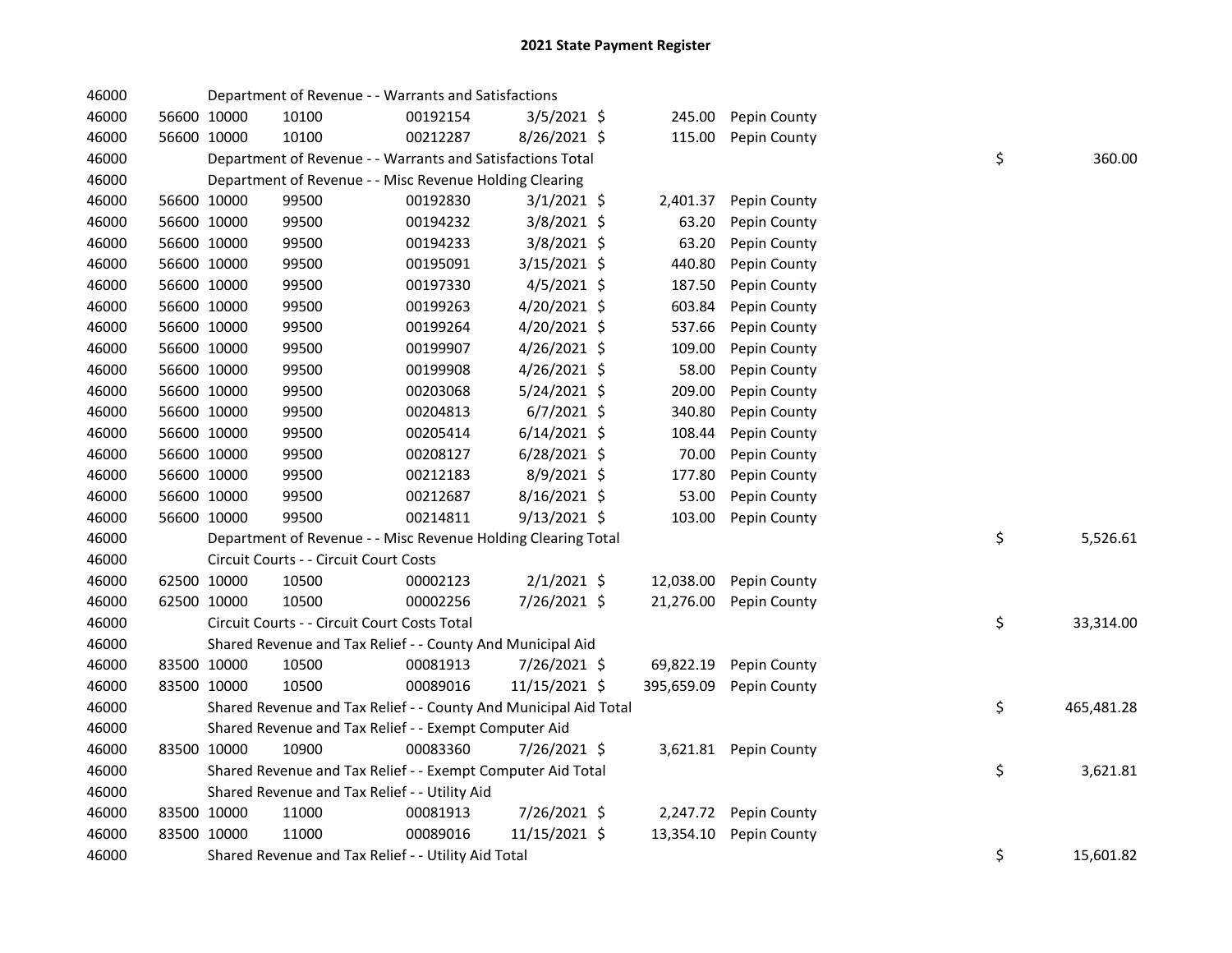# 2021 State Payment Register

| | | | | | | | | | |
|---|---|---|---|---|---|---|---|---|---|
| 46000 | | Department of Revenue - - Warrants and Satisfactions | | | | | | | |
| 46000 | 56600 | 10000 | 10100 | 00192154 | 3/5/2021 | $ 245.00 | Pepin County | | |
| 46000 | 56600 | 10000 | 10100 | 00212287 | 8/26/2021 | $ 115.00 | Pepin County | | |
| 46000 | | Department of Revenue - - Warrants and Satisfactions Total | | | | | | $ | 360.00 |
| 46000 | | Department of Revenue - - Misc Revenue Holding Clearing | | | | | | | |
| 46000 | 56600 | 10000 | 99500 | 00192830 | 3/1/2021 | $ 2,401.37 | Pepin County | | |
| 46000 | 56600 | 10000 | 99500 | 00194232 | 3/8/2021 | $ 63.20 | Pepin County | | |
| 46000 | 56600 | 10000 | 99500 | 00194233 | 3/8/2021 | $ 63.20 | Pepin County | | |
| 46000 | 56600 | 10000 | 99500 | 00195091 | 3/15/2021 | $ 440.80 | Pepin County | | |
| 46000 | 56600 | 10000 | 99500 | 00197330 | 4/5/2021 | $ 187.50 | Pepin County | | |
| 46000 | 56600 | 10000 | 99500 | 00199263 | 4/20/2021 | $ 603.84 | Pepin County | | |
| 46000 | 56600 | 10000 | 99500 | 00199264 | 4/20/2021 | $ 537.66 | Pepin County | | |
| 46000 | 56600 | 10000 | 99500 | 00199907 | 4/26/2021 | $ 109.00 | Pepin County | | |
| 46000 | 56600 | 10000 | 99500 | 00199908 | 4/26/2021 | $ 58.00 | Pepin County | | |
| 46000 | 56600 | 10000 | 99500 | 00203068 | 5/24/2021 | $ 209.00 | Pepin County | | |
| 46000 | 56600 | 10000 | 99500 | 00204813 | 6/7/2021 | $ 340.80 | Pepin County | | |
| 46000 | 56600 | 10000 | 99500 | 00205414 | 6/14/2021 | $ 108.44 | Pepin County | | |
| 46000 | 56600 | 10000 | 99500 | 00208127 | 6/28/2021 | $ 70.00 | Pepin County | | |
| 46000 | 56600 | 10000 | 99500 | 00212183 | 8/9/2021 | $ 177.80 | Pepin County | | |
| 46000 | 56600 | 10000 | 99500 | 00212687 | 8/16/2021 | $ 53.00 | Pepin County | | |
| 46000 | 56600 | 10000 | 99500 | 00214811 | 9/13/2021 | $ 103.00 | Pepin County | | |
| 46000 | | Department of Revenue - - Misc Revenue Holding Clearing Total | | | | | | $ | 5,526.61 |
| 46000 | | Circuit Courts - - Circuit Court Costs | | | | | | | |
| 46000 | 62500 | 10000 | 10500 | 00002123 | 2/1/2021 | $ 12,038.00 | Pepin County | | |
| 46000 | 62500 | 10000 | 10500 | 00002256 | 7/26/2021 | $ 21,276.00 | Pepin County | | |
| 46000 | | Circuit Courts - - Circuit Court Costs Total | | | | | | $ | 33,314.00 |
| 46000 | | Shared Revenue and Tax Relief - - County And Municipal Aid | | | | | | | |
| 46000 | 83500 | 10000 | 10500 | 00081913 | 7/26/2021 | $ 69,822.19 | Pepin County | | |
| 46000 | 83500 | 10000 | 10500 | 00089016 | 11/15/2021 | $ 395,659.09 | Pepin County | | |
| 46000 | | Shared Revenue and Tax Relief - - County And Municipal Aid Total | | | | | | $ | 465,481.28 |
| 46000 | | Shared Revenue and Tax Relief - - Exempt Computer Aid | | | | | | | |
| 46000 | 83500 | 10000 | 10900 | 00083360 | 7/26/2021 | $ 3,621.81 | Pepin County | | |
| 46000 | | Shared Revenue and Tax Relief - - Exempt Computer Aid Total | | | | | | $ | 3,621.81 |
| 46000 | | Shared Revenue and Tax Relief - - Utility Aid | | | | | | | |
| 46000 | 83500 | 10000 | 11000 | 00081913 | 7/26/2021 | $ 2,247.72 | Pepin County | | |
| 46000 | 83500 | 10000 | 11000 | 00089016 | 11/15/2021 | $ 13,354.10 | Pepin County | | |
| 46000 | | Shared Revenue and Tax Relief - - Utility Aid Total | | | | | | $ | 15,601.82 |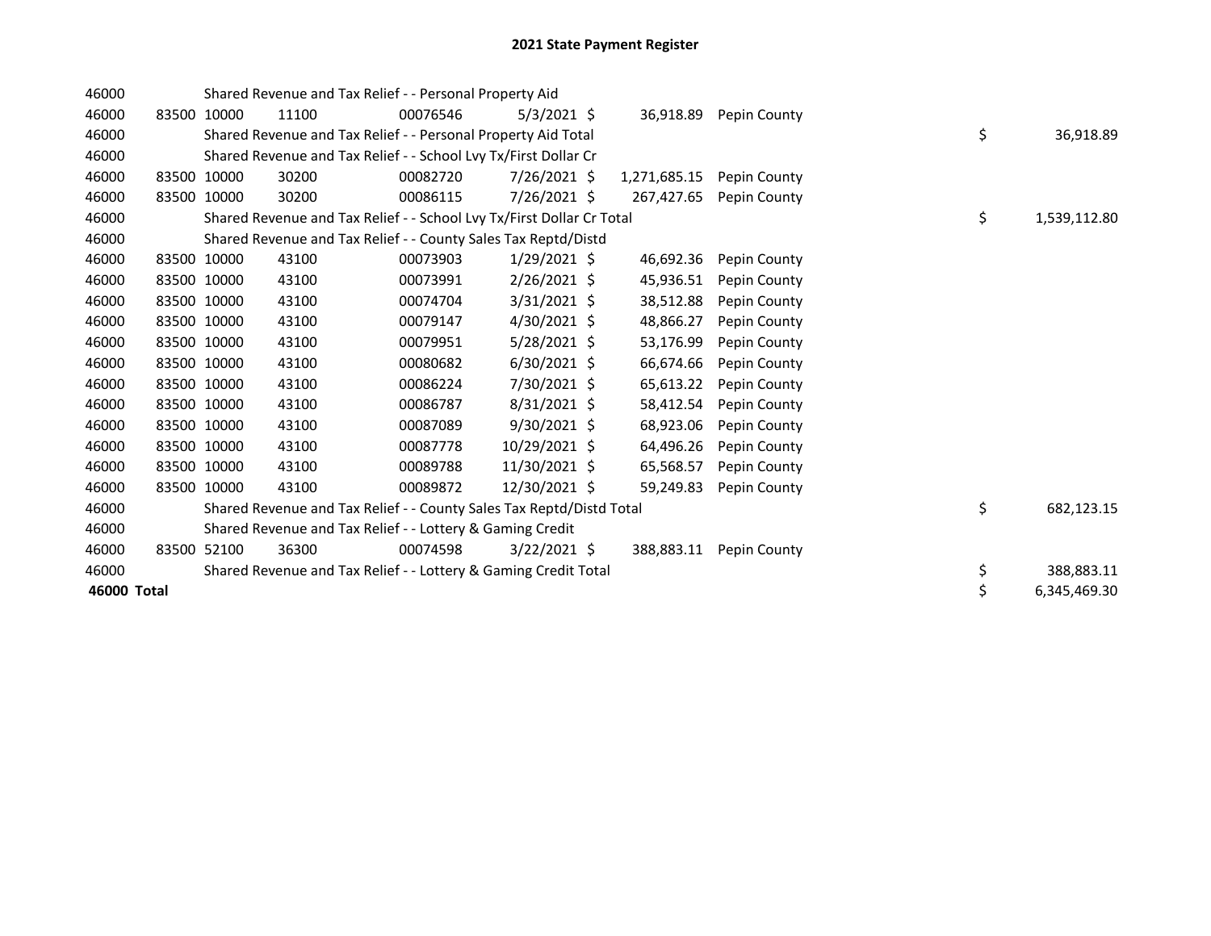# 2021 State Payment Register

| | | | | | | | | |
|---|---|---|---|---|---|---|---|---|
| 46000 | | | Shared Revenue and Tax Relief - - Personal Property Aid | | | | | |
| 46000 | 83500 | 10000 | 11100 | 00076546 | 5/3/2021 | $ 36,918.89 | Pepin County | |
| 46000 | | | Shared Revenue and Tax Relief - - Personal Property Aid Total | | | | | $ 36,918.89 |
| 46000 | | | Shared Revenue and Tax Relief - - School Lvy Tx/First Dollar Cr | | | | | |
| 46000 | 83500 | 10000 | 30200 | 00082720 | 7/26/2021 | $ 1,271,685.15 | Pepin County | |
| 46000 | 83500 | 10000 | 30200 | 00086115 | 7/26/2021 | $ 267,427.65 | Pepin County | |
| 46000 | | | Shared Revenue and Tax Relief - - School Lvy Tx/First Dollar Cr Total | | | | | $ 1,539,112.80 |
| 46000 | | | Shared Revenue and Tax Relief - - County Sales Tax Reptd/Distd | | | | | |
| 46000 | 83500 | 10000 | 43100 | 00073903 | 1/29/2021 | $ 46,692.36 | Pepin County | |
| 46000 | 83500 | 10000 | 43100 | 00073991 | 2/26/2021 | $ 45,936.51 | Pepin County | |
| 46000 | 83500 | 10000 | 43100 | 00074704 | 3/31/2021 | $ 38,512.88 | Pepin County | |
| 46000 | 83500 | 10000 | 43100 | 00079147 | 4/30/2021 | $ 48,866.27 | Pepin County | |
| 46000 | 83500 | 10000 | 43100 | 00079951 | 5/28/2021 | $ 53,176.99 | Pepin County | |
| 46000 | 83500 | 10000 | 43100 | 00080682 | 6/30/2021 | $ 66,674.66 | Pepin County | |
| 46000 | 83500 | 10000 | 43100 | 00086224 | 7/30/2021 | $ 65,613.22 | Pepin County | |
| 46000 | 83500 | 10000 | 43100 | 00086787 | 8/31/2021 | $ 58,412.54 | Pepin County | |
| 46000 | 83500 | 10000 | 43100 | 00087089 | 9/30/2021 | $ 68,923.06 | Pepin County | |
| 46000 | 83500 | 10000 | 43100 | 00087778 | 10/29/2021 | $ 64,496.26 | Pepin County | |
| 46000 | 83500 | 10000 | 43100 | 00089788 | 11/30/2021 | $ 65,568.57 | Pepin County | |
| 46000 | 83500 | 10000 | 43100 | 00089872 | 12/30/2021 | $ 59,249.83 | Pepin County | |
| 46000 | | | Shared Revenue and Tax Relief - - County Sales Tax Reptd/Distd Total | | | | | $ 682,123.15 |
| 46000 | | | Shared Revenue and Tax Relief - - Lottery & Gaming Credit | | | | | |
| 46000 | 83500 | 52100 | 36300 | 00074598 | 3/22/2021 | $ 388,883.11 | Pepin County | |
| 46000 | | | Shared Revenue and Tax Relief - - Lottery & Gaming Credit Total | | | | | $ 388,883.11 |
| **46000 Total** | | | | | | | | $ 6,345,469.30 |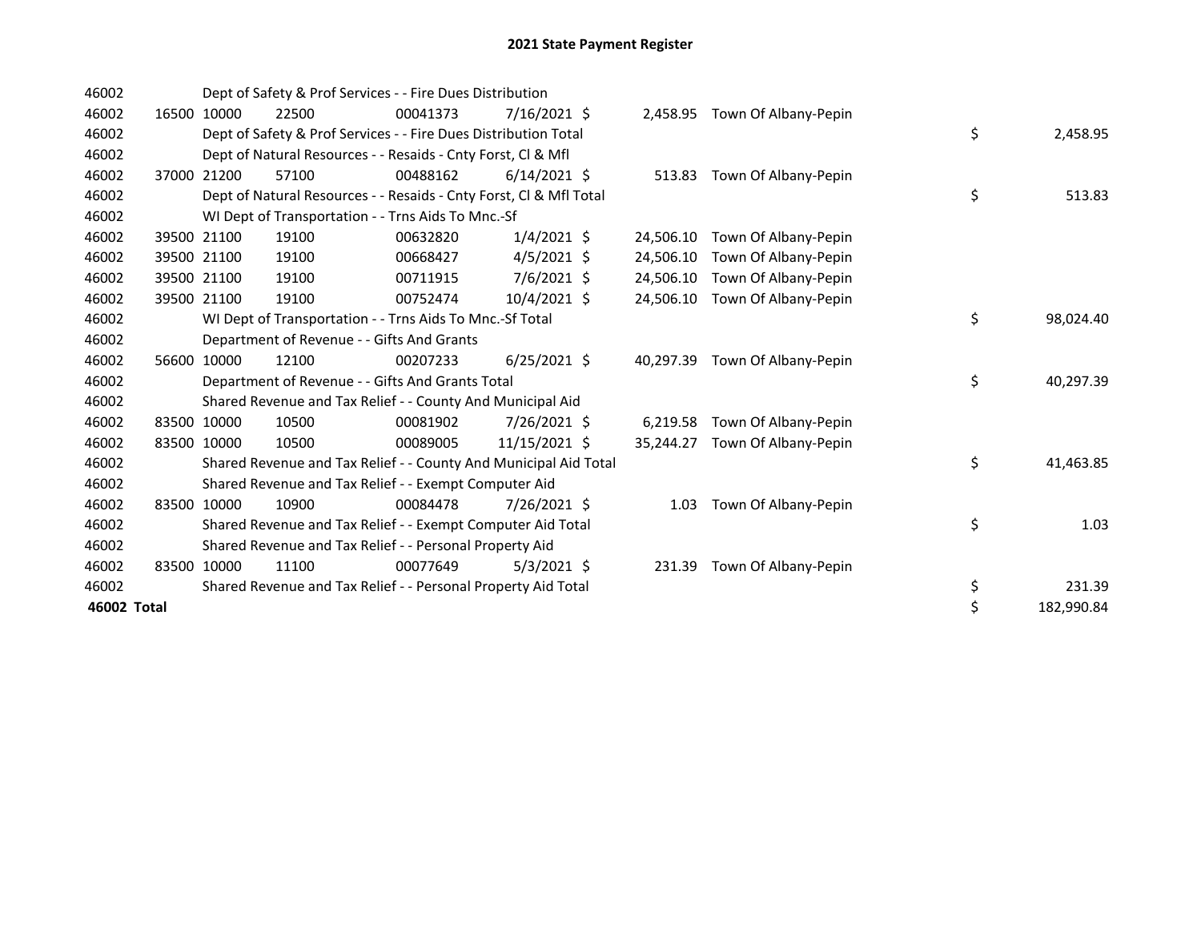# 2021 State Payment Register

| | | | | | | | | | |
|---|---|---|---|---|---|---|---|---|---|
| 46002 | | | Dept of Safety & Prof Services - - Fire Dues Distribution | | | | | | |
| 46002 | 16500 | 10000 | 22500 | 00041373 | 7/16/2021 | $ 2,458.95 | Town Of Albany-Pepin | | |
| 46002 | | | Dept of Safety & Prof Services - - Fire Dues Distribution Total | | | | | $ | 2,458.95 |
| 46002 | | | Dept of Natural Resources - - Resaids - Cnty Forst, Cl & Mfl | | | | | | |
| 46002 | 37000 | 21200 | 57100 | 00488162 | 6/14/2021 | $ 513.83 | Town Of Albany-Pepin | | |
| 46002 | | | Dept of Natural Resources - - Resaids - Cnty Forst, Cl & Mfl Total | | | | | $ | 513.83 |
| 46002 | | | WI Dept of Transportation - - Trns Aids To Mnc.-Sf | | | | | | |
| 46002 | 39500 | 21100 | 19100 | 00632820 | 1/4/2021 | $ 24,506.10 | Town Of Albany-Pepin | | |
| 46002 | 39500 | 21100 | 19100 | 00668427 | 4/5/2021 | $ 24,506.10 | Town Of Albany-Pepin | | |
| 46002 | 39500 | 21100 | 19100 | 00711915 | 7/6/2021 | $ 24,506.10 | Town Of Albany-Pepin | | |
| 46002 | 39500 | 21100 | 19100 | 00752474 | 10/4/2021 | $ 24,506.10 | Town Of Albany-Pepin | | |
| 46002 | | | WI Dept of Transportation - - Trns Aids To Mnc.-Sf Total | | | | | $ | 98,024.40 |
| 46002 | | | Department of Revenue - - Gifts And Grants | | | | | | |
| 46002 | 56600 | 10000 | 12100 | 00207233 | 6/25/2021 | $ 40,297.39 | Town Of Albany-Pepin | | |
| 46002 | | | Department of Revenue - - Gifts And Grants Total | | | | | $ | 40,297.39 |
| 46002 | | | Shared Revenue and Tax Relief - - County And Municipal Aid | | | | | | |
| 46002 | 83500 | 10000 | 10500 | 00081902 | 7/26/2021 | $ 6,219.58 | Town Of Albany-Pepin | | |
| 46002 | 83500 | 10000 | 10500 | 00089005 | 11/15/2021 | $ 35,244.27 | Town Of Albany-Pepin | | |
| 46002 | | | Shared Revenue and Tax Relief - - County And Municipal Aid Total | | | | | $ | 41,463.85 |
| 46002 | | | Shared Revenue and Tax Relief - - Exempt Computer Aid | | | | | | |
| 46002 | 83500 | 10000 | 10900 | 00084478 | 7/26/2021 | $ 1.03 | Town Of Albany-Pepin | | |
| 46002 | | | Shared Revenue and Tax Relief - - Exempt Computer Aid Total | | | | | $ | 1.03 |
| 46002 | | | Shared Revenue and Tax Relief - - Personal Property Aid | | | | | | |
| 46002 | 83500 | 10000 | 11100 | 00077649 | 5/3/2021 | $ 231.39 | Town Of Albany-Pepin | | |
| 46002 | | | Shared Revenue and Tax Relief - - Personal Property Aid Total | | | | | $ | 231.39 |
| **46002 Total** | | | | | | | | $ | 182,990.84 |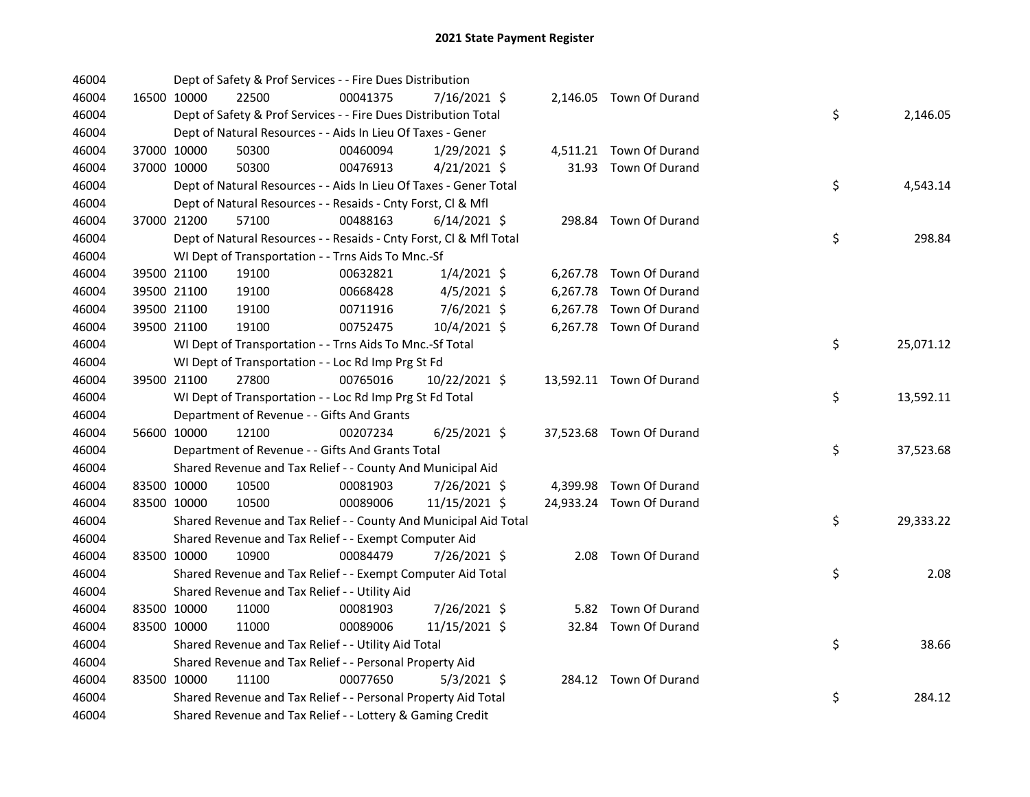# 2021 State Payment Register

| | | | | | | | | | |
|---|---|---|---|---|---|---|---|---|---|
| 46004 | | Dept of Safety & Prof Services - - Fire Dues Distribution | | | | | | | |
| 46004 | 16500 | 10000 | 22500 | 00041375 | 7/16/2021 | $ 2,146.05 | Town Of Durand | | |
| 46004 | | Dept of Safety & Prof Services - - Fire Dues Distribution Total | | | | | | $ | 2,146.05 |
| 46004 | | Dept of Natural Resources - - Aids In Lieu Of Taxes - Gener | | | | | | | |
| 46004 | 37000 | 10000 | 50300 | 00460094 | 1/29/2021 | $ 4,511.21 | Town Of Durand | | |
| 46004 | 37000 | 10000 | 50300 | 00476913 | 4/21/2021 | $ 31.93 | Town Of Durand | | |
| 46004 | | Dept of Natural Resources - - Aids In Lieu Of Taxes - Gener Total | | | | | | $ | 4,543.14 |
| 46004 | | Dept of Natural Resources - - Resaids - Cnty Forst, Cl & Mfl | | | | | | | |
| 46004 | 37000 | 21200 | 57100 | 00488163 | 6/14/2021 | $ 298.84 | Town Of Durand | | |
| 46004 | | Dept of Natural Resources - - Resaids - Cnty Forst, Cl & Mfl Total | | | | | | $ | 298.84 |
| 46004 | | WI Dept of Transportation - - Trns Aids To Mnc.-Sf | | | | | | | |
| 46004 | 39500 | 21100 | 19100 | 00632821 | 1/4/2021 | $ 6,267.78 | Town Of Durand | | |
| 46004 | 39500 | 21100 | 19100 | 00668428 | 4/5/2021 | $ 6,267.78 | Town Of Durand | | |
| 46004 | 39500 | 21100 | 19100 | 00711916 | 7/6/2021 | $ 6,267.78 | Town Of Durand | | |
| 46004 | 39500 | 21100 | 19100 | 00752475 | 10/4/2021 | $ 6,267.78 | Town Of Durand | | |
| 46004 | | WI Dept of Transportation - - Trns Aids To Mnc.-Sf Total | | | | | | $ | 25,071.12 |
| 46004 | | WI Dept of Transportation - - Loc Rd Imp Prg St Fd | | | | | | | |
| 46004 | 39500 | 21100 | 27800 | 00765016 | 10/22/2021 | $ 13,592.11 | Town Of Durand | | |
| 46004 | | WI Dept of Transportation - - Loc Rd Imp Prg St Fd Total | | | | | | $ | 13,592.11 |
| 46004 | | Department of Revenue - - Gifts And Grants | | | | | | | |
| 46004 | 56600 | 10000 | 12100 | 00207234 | 6/25/2021 | $ 37,523.68 | Town Of Durand | | |
| 46004 | | Department of Revenue - - Gifts And Grants Total | | | | | | $ | 37,523.68 |
| 46004 | | Shared Revenue and Tax Relief - - County And Municipal Aid | | | | | | | |
| 46004 | 83500 | 10000 | 10500 | 00081903 | 7/26/2021 | $ 4,399.98 | Town Of Durand | | |
| 46004 | 83500 | 10000 | 10500 | 00089006 | 11/15/2021 | $ 24,933.24 | Town Of Durand | | |
| 46004 | | Shared Revenue and Tax Relief - - County And Municipal Aid Total | | | | | | $ | 29,333.22 |
| 46004 | | Shared Revenue and Tax Relief - - Exempt Computer Aid | | | | | | | |
| 46004 | 83500 | 10000 | 10900 | 00084479 | 7/26/2021 | $ 2.08 | Town Of Durand | | |
| 46004 | | Shared Revenue and Tax Relief - - Exempt Computer Aid Total | | | | | | $ | 2.08 |
| 46004 | | Shared Revenue and Tax Relief - - Utility Aid | | | | | | | |
| 46004 | 83500 | 10000 | 11000 | 00081903 | 7/26/2021 | $ 5.82 | Town Of Durand | | |
| 46004 | 83500 | 10000 | 11000 | 00089006 | 11/15/2021 | $ 32.84 | Town Of Durand | | |
| 46004 | | Shared Revenue and Tax Relief - - Utility Aid Total | | | | | | $ | 38.66 |
| 46004 | | Shared Revenue and Tax Relief - - Personal Property Aid | | | | | | | |
| 46004 | 83500 | 10000 | 11100 | 00077650 | 5/3/2021 | $ 284.12 | Town Of Durand | | |
| 46004 | | Shared Revenue and Tax Relief - - Personal Property Aid Total | | | | | | $ | 284.12 |
| 46004 | | Shared Revenue and Tax Relief - - Lottery & Gaming Credit | | | | | | | |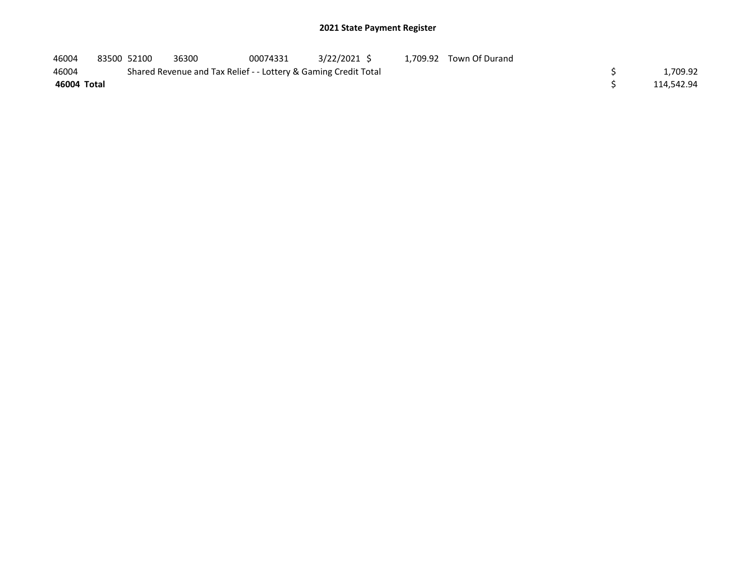## 2021 State Payment Register

| | | | | | | | | | |
|---|---|---|---|---|---|---|---|---|---|
| 46004 | 83500 | 52100 | 36300 | 00074331 | 3/22/2021 | $ 1,709.92 | Town Of Durand | | |
| 46004 | | Shared Revenue and Tax Relief - - Lottery & Gaming Credit Total | | | | | | $ | 1,709.92 |
| **46004 Total** | | | | | | | | $ | 114,542.94 |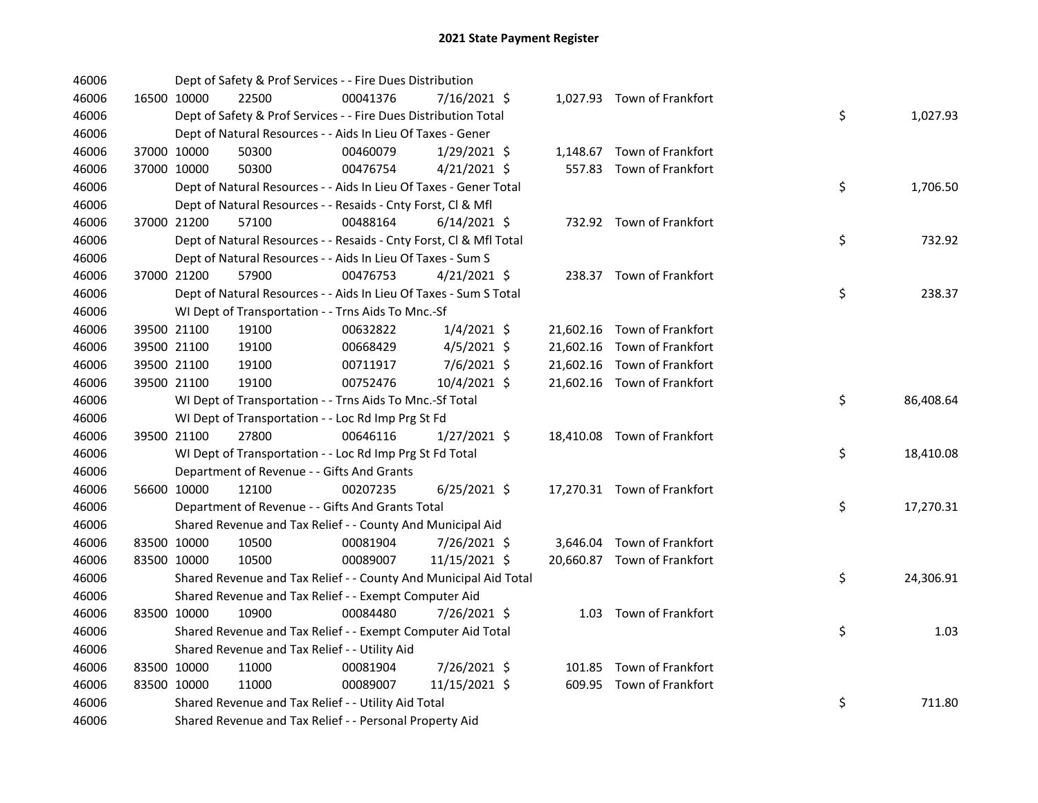# 2021 State Payment Register

| | | | | | | | | |
|---|---|---|---|---|---|---|---|---|
| 46006 | | Dept of Safety & Prof Services - - Fire Dues Distribution | | | | | | |
| 46006 | 16500 | 10000 | 22500 | 00041376 | 7/16/2021 $ | 1,027.93 | Town of Frankfort | |
| 46006 | | Dept of Safety & Prof Services - - Fire Dues Distribution Total | | | | | | $ 1,027.93 |
| 46006 | | Dept of Natural Resources - - Aids In Lieu Of Taxes - Gener | | | | | | |
| 46006 | 37000 | 10000 | 50300 | 00460079 | 1/29/2021 $ | 1,148.67 | Town of Frankfort | |
| 46006 | 37000 | 10000 | 50300 | 00476754 | 4/21/2021 $ | 557.83 | Town of Frankfort | |
| 46006 | | Dept of Natural Resources - - Aids In Lieu Of Taxes - Gener Total | | | | | | $ 1,706.50 |
| 46006 | | Dept of Natural Resources - - Resaids - Cnty Forst, Cl & Mfl | | | | | | |
| 46006 | 37000 | 21200 | 57100 | 00488164 | 6/14/2021 $ | 732.92 | Town of Frankfort | |
| 46006 | | Dept of Natural Resources - - Resaids - Cnty Forst, Cl & Mfl Total | | | | | | $ 732.92 |
| 46006 | | Dept of Natural Resources - - Aids In Lieu Of Taxes - Sum S | | | | | | |
| 46006 | 37000 | 21200 | 57900 | 00476753 | 4/21/2021 $ | 238.37 | Town of Frankfort | |
| 46006 | | Dept of Natural Resources - - Aids In Lieu Of Taxes - Sum S Total | | | | | | $ 238.37 |
| 46006 | | WI Dept of Transportation - - Trns Aids To Mnc.-Sf | | | | | | |
| 46006 | 39500 | 21100 | 19100 | 00632822 | 1/4/2021 $ | 21,602.16 | Town of Frankfort | |
| 46006 | 39500 | 21100 | 19100 | 00668429 | 4/5/2021 $ | 21,602.16 | Town of Frankfort | |
| 46006 | 39500 | 21100 | 19100 | 00711917 | 7/6/2021 $ | 21,602.16 | Town of Frankfort | |
| 46006 | 39500 | 21100 | 19100 | 00752476 | 10/4/2021 $ | 21,602.16 | Town of Frankfort | |
| 46006 | | WI Dept of Transportation - - Trns Aids To Mnc.-Sf Total | | | | | | $ 86,408.64 |
| 46006 | | WI Dept of Transportation - - Loc Rd Imp Prg St Fd | | | | | | |
| 46006 | 39500 | 21100 | 27800 | 00646116 | 1/27/2021 $ | 18,410.08 | Town of Frankfort | |
| 46006 | | WI Dept of Transportation - - Loc Rd Imp Prg St Fd Total | | | | | | $ 18,410.08 |
| 46006 | | Department of Revenue - - Gifts And Grants | | | | | | |
| 46006 | 56600 | 10000 | 12100 | 00207235 | 6/25/2021 $ | 17,270.31 | Town of Frankfort | |
| 46006 | | Department of Revenue - - Gifts And Grants Total | | | | | | $ 17,270.31 |
| 46006 | | Shared Revenue and Tax Relief - - County And Municipal Aid | | | | | | |
| 46006 | 83500 | 10000 | 10500 | 00081904 | 7/26/2021 $ | 3,646.04 | Town of Frankfort | |
| 46006 | 83500 | 10000 | 10500 | 00089007 | 11/15/2021 $ | 20,660.87 | Town of Frankfort | |
| 46006 | | Shared Revenue and Tax Relief - - County And Municipal Aid Total | | | | | | $ 24,306.91 |
| 46006 | | Shared Revenue and Tax Relief - - Exempt Computer Aid | | | | | | |
| 46006 | 83500 | 10000 | 10900 | 00084480 | 7/26/2021 $ | 1.03 | Town of Frankfort | |
| 46006 | | Shared Revenue and Tax Relief - - Exempt Computer Aid Total | | | | | | $ 1.03 |
| 46006 | | Shared Revenue and Tax Relief - - Utility Aid | | | | | | |
| 46006 | 83500 | 10000 | 11000 | 00081904 | 7/26/2021 $ | 101.85 | Town of Frankfort | |
| 46006 | 83500 | 10000 | 11000 | 00089007 | 11/15/2021 $ | 609.95 | Town of Frankfort | |
| 46006 | | Shared Revenue and Tax Relief - - Utility Aid Total | | | | | | $ 711.80 |
| 46006 | | Shared Revenue and Tax Relief - - Personal Property Aid | | | | | | |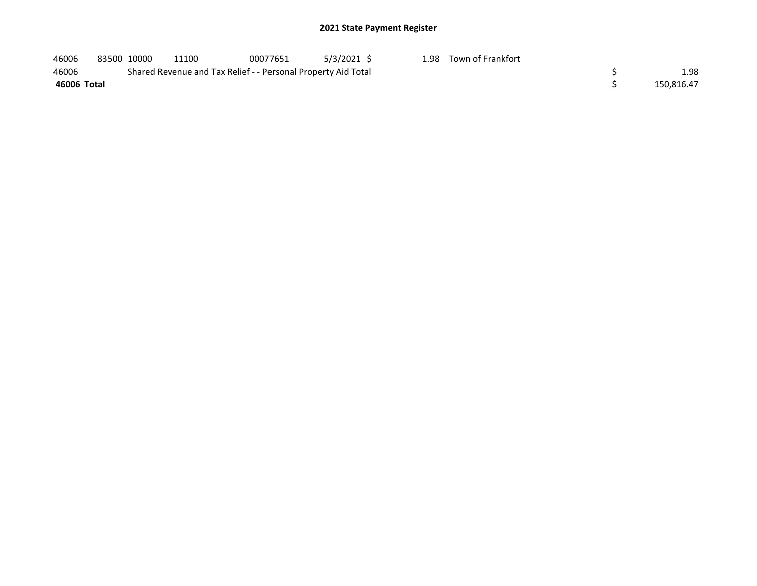## 2021 State Payment Register

| | | | | | | | | | |
|---|---|---|---|---|---|---|---|---|---|
| 46006 | 83500 | 10000 | 11100 | 00077651 | 5/3/2021 | $ 1.98 | Town of Frankfort | | |
| 46006 | | Shared Revenue and Tax Relief - - Personal Property Aid Total | | | | | | $ | 1.98 |
| **46006 Total** | | | | | | | | $ | 150,816.47 |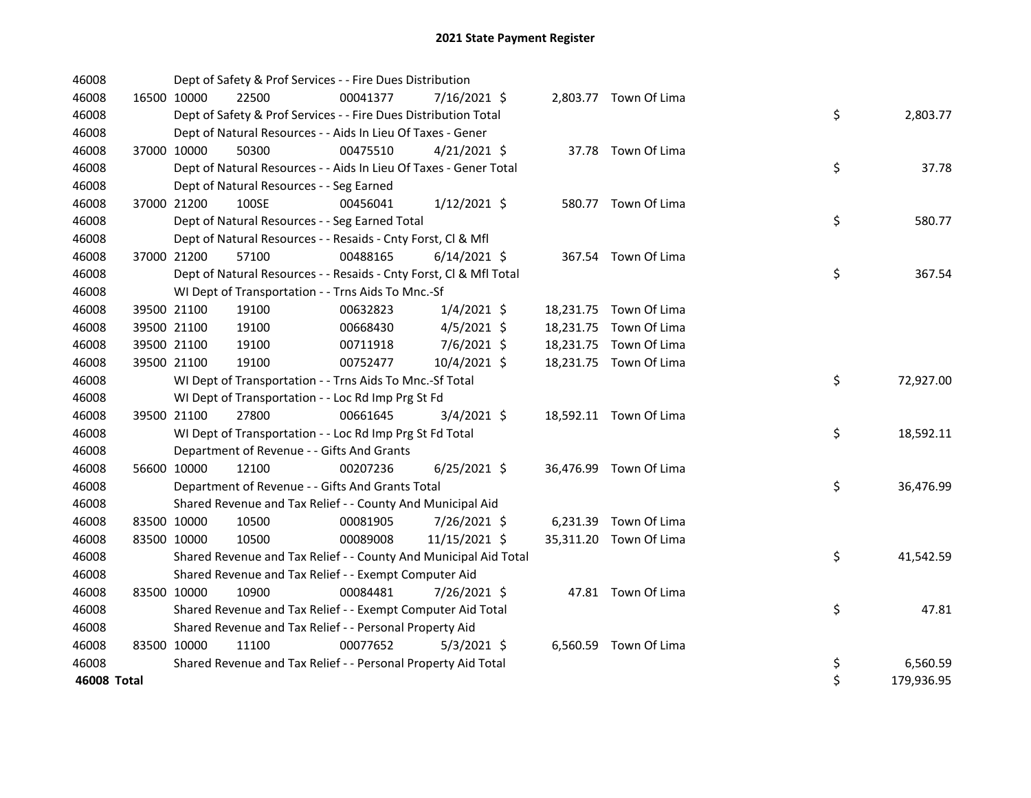# 2021 State Payment Register

| | | | | | | | | | |
|---|---|---|---|---|---|---|---|---|---|
| 46008 | | | Dept of Safety & Prof Services - - Fire Dues Distribution | | | | | | |
| 46008 | 16500 | 10000 | 22500 | 00041377 | 7/16/2021 | $ 2,803.77 | Town Of Lima | | |
| 46008 | | | Dept of Safety & Prof Services - - Fire Dues Distribution Total | | | | | $ | 2,803.77 |
| 46008 | | | Dept of Natural Resources - - Aids In Lieu Of Taxes - Gener | | | | | | |
| 46008 | 37000 | 10000 | 50300 | 00475510 | 4/21/2021 | $ 37.78 | Town Of Lima | | |
| 46008 | | | Dept of Natural Resources - - Aids In Lieu Of Taxes - Gener Total | | | | | $ | 37.78 |
| 46008 | | | Dept of Natural Resources - - Seg Earned | | | | | | |
| 46008 | 37000 | 21200 | 100SE | 00456041 | 1/12/2021 | $ 580.77 | Town Of Lima | | |
| 46008 | | | Dept of Natural Resources - - Seg Earned Total | | | | | $ | 580.77 |
| 46008 | | | Dept of Natural Resources - - Resaids - Cnty Forst, Cl & Mfl | | | | | | |
| 46008 | 37000 | 21200 | 57100 | 00488165 | 6/14/2021 | $ 367.54 | Town Of Lima | | |
| 46008 | | | Dept of Natural Resources - - Resaids - Cnty Forst, Cl & Mfl Total | | | | | $ | 367.54 |
| 46008 | | | WI Dept of Transportation - - Trns Aids To Mnc.-Sf | | | | | | |
| 46008 | 39500 | 21100 | 19100 | 00632823 | 1/4/2021 | $ 18,231.75 | Town Of Lima | | |
| 46008 | 39500 | 21100 | 19100 | 00668430 | 4/5/2021 | $ 18,231.75 | Town Of Lima | | |
| 46008 | 39500 | 21100 | 19100 | 00711918 | 7/6/2021 | $ 18,231.75 | Town Of Lima | | |
| 46008 | 39500 | 21100 | 19100 | 00752477 | 10/4/2021 | $ 18,231.75 | Town Of Lima | | |
| 46008 | | | WI Dept of Transportation - - Trns Aids To Mnc.-Sf Total | | | | | $ | 72,927.00 |
| 46008 | | | WI Dept of Transportation - - Loc Rd Imp Prg St Fd | | | | | | |
| 46008 | 39500 | 21100 | 27800 | 00661645 | 3/4/2021 | $ 18,592.11 | Town Of Lima | | |
| 46008 | | | WI Dept of Transportation - - Loc Rd Imp Prg St Fd Total | | | | | $ | 18,592.11 |
| 46008 | | | Department of Revenue - - Gifts And Grants | | | | | | |
| 46008 | 56600 | 10000 | 12100 | 00207236 | 6/25/2021 | $ 36,476.99 | Town Of Lima | | |
| 46008 | | | Department of Revenue - - Gifts And Grants Total | | | | | $ | 36,476.99 |
| 46008 | | | Shared Revenue and Tax Relief - - County And Municipal Aid | | | | | | |
| 46008 | 83500 | 10000 | 10500 | 00081905 | 7/26/2021 | $ 6,231.39 | Town Of Lima | | |
| 46008 | 83500 | 10000 | 10500 | 00089008 | 11/15/2021 | $ 35,311.20 | Town Of Lima | | |
| 46008 | | | Shared Revenue and Tax Relief - - County And Municipal Aid Total | | | | | $ | 41,542.59 |
| 46008 | | | Shared Revenue and Tax Relief - - Exempt Computer Aid | | | | | | |
| 46008 | 83500 | 10000 | 10900 | 00084481 | 7/26/2021 | $ 47.81 | Town Of Lima | | |
| 46008 | | | Shared Revenue and Tax Relief - - Exempt Computer Aid Total | | | | | $ | 47.81 |
| 46008 | | | Shared Revenue and Tax Relief - - Personal Property Aid | | | | | | |
| 46008 | 83500 | 10000 | 11100 | 00077652 | 5/3/2021 | $ 6,560.59 | Town Of Lima | | |
| 46008 | | | Shared Revenue and Tax Relief - - Personal Property Aid Total | | | | | $ | 6,560.59 |
| **46008 Total** | | | | | | | | $ | 179,936.95 |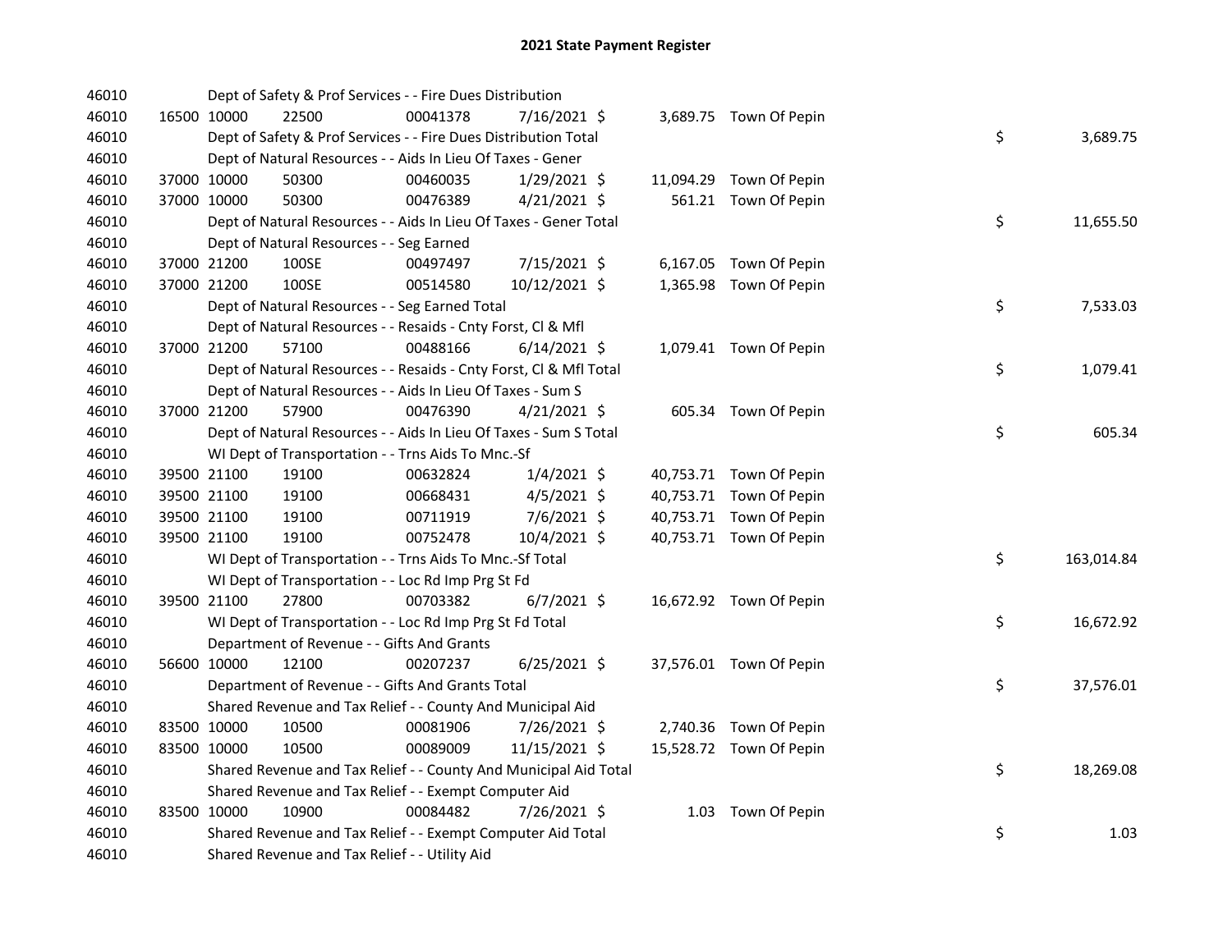# 2021 State Payment Register

| | | | | | | | | | |
|---|---|---|---|---|---|---|---|---|---|
| 46010 | | | Dept of Safety & Prof Services - - Fire Dues Distribution | | | | | | |
| 46010 | 16500 | 10000 | 22500 | 00041378 | 7/16/2021 | $ | 3,689.75 | Town Of Pepin | |
| 46010 | | | Dept of Safety & Prof Services - - Fire Dues Distribution Total | | | | | | $ 3,689.75 |
| 46010 | | | Dept of Natural Resources - - Aids In Lieu Of Taxes - Gener | | | | | | |
| 46010 | 37000 | 10000 | 50300 | 00460035 | 1/29/2021 | $ | 11,094.29 | Town Of Pepin | |
| 46010 | 37000 | 10000 | 50300 | 00476389 | 4/21/2021 | $ | 561.21 | Town Of Pepin | |
| 46010 | | | Dept of Natural Resources - - Aids In Lieu Of Taxes - Gener Total | | | | | | $ 11,655.50 |
| 46010 | | | Dept of Natural Resources - - Seg Earned | | | | | | |
| 46010 | 37000 | 21200 | 100SE | 00497497 | 7/15/2021 | $ | 6,167.05 | Town Of Pepin | |
| 46010 | 37000 | 21200 | 100SE | 00514580 | 10/12/2021 | $ | 1,365.98 | Town Of Pepin | |
| 46010 | | | Dept of Natural Resources - - Seg Earned Total | | | | | | $ 7,533.03 |
| 46010 | | | Dept of Natural Resources - - Resaids - Cnty Forst, Cl & Mfl | | | | | | |
| 46010 | 37000 | 21200 | 57100 | 00488166 | 6/14/2021 | $ | 1,079.41 | Town Of Pepin | |
| 46010 | | | Dept of Natural Resources - - Resaids - Cnty Forst, Cl & Mfl Total | | | | | | $ 1,079.41 |
| 46010 | | | Dept of Natural Resources - - Aids In Lieu Of Taxes - Sum S | | | | | | |
| 46010 | 37000 | 21200 | 57900 | 00476390 | 4/21/2021 | $ | 605.34 | Town Of Pepin | |
| 46010 | | | Dept of Natural Resources - - Aids In Lieu Of Taxes - Sum S Total | | | | | | $ 605.34 |
| 46010 | | | WI Dept of Transportation - - Trns Aids To Mnc.-Sf | | | | | | |
| 46010 | 39500 | 21100 | 19100 | 00632824 | 1/4/2021 | $ | 40,753.71 | Town Of Pepin | |
| 46010 | 39500 | 21100 | 19100 | 00668431 | 4/5/2021 | $ | 40,753.71 | Town Of Pepin | |
| 46010 | 39500 | 21100 | 19100 | 00711919 | 7/6/2021 | $ | 40,753.71 | Town Of Pepin | |
| 46010 | 39500 | 21100 | 19100 | 00752478 | 10/4/2021 | $ | 40,753.71 | Town Of Pepin | |
| 46010 | | | WI Dept of Transportation - - Trns Aids To Mnc.-Sf Total | | | | | | $ 163,014.84 |
| 46010 | | | WI Dept of Transportation - - Loc Rd Imp Prg St Fd | | | | | | |
| 46010 | 39500 | 21100 | 27800 | 00703382 | 6/7/2021 | $ | 16,672.92 | Town Of Pepin | |
| 46010 | | | WI Dept of Transportation - - Loc Rd Imp Prg St Fd Total | | | | | | $ 16,672.92 |
| 46010 | | | Department of Revenue - - Gifts And Grants | | | | | | |
| 46010 | 56600 | 10000 | 12100 | 00207237 | 6/25/2021 | $ | 37,576.01 | Town Of Pepin | |
| 46010 | | | Department of Revenue - - Gifts And Grants Total | | | | | | $ 37,576.01 |
| 46010 | | | Shared Revenue and Tax Relief - - County And Municipal Aid | | | | | | |
| 46010 | 83500 | 10000 | 10500 | 00081906 | 7/26/2021 | $ | 2,740.36 | Town Of Pepin | |
| 46010 | 83500 | 10000 | 10500 | 00089009 | 11/15/2021 | $ | 15,528.72 | Town Of Pepin | |
| 46010 | | | Shared Revenue and Tax Relief - - County And Municipal Aid Total | | | | | | $ 18,269.08 |
| 46010 | | | Shared Revenue and Tax Relief - - Exempt Computer Aid | | | | | | |
| 46010 | 83500 | 10000 | 10900 | 00084482 | 7/26/2021 | $ | 1.03 | Town Of Pepin | |
| 46010 | | | Shared Revenue and Tax Relief - - Exempt Computer Aid Total | | | | | | $ 1.03 |
| 46010 | | | Shared Revenue and Tax Relief - - Utility Aid | | | | | | |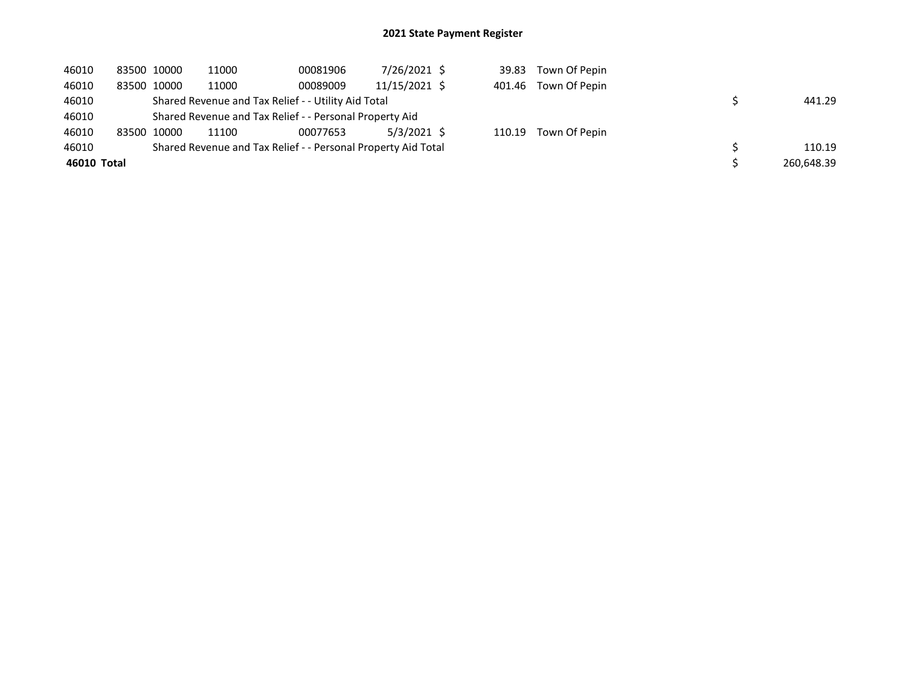## 2021 State Payment Register

| | | | | | | | | | |
|---|---|---|---|---|---|---|---|---|---|
| 46010 | 83500 | 10000 | 11000 | 00081906 | 7/26/2021 | $ 39.83 | Town Of Pepin | | |
| 46010 | 83500 | 10000 | 11000 | 00089009 | 11/15/2021 | $ 401.46 | Town Of Pepin | | |
| 46010 | | Shared Revenue and Tax Relief - - Utility Aid Total | | | | | | $ | 441.29 |
| 46010 | | Shared Revenue and Tax Relief - - Personal Property Aid | | | | | | | |
| 46010 | 83500 | 10000 | 11100 | 00077653 | 5/3/2021 | $ 110.19 | Town Of Pepin | | |
| 46010 | | Shared Revenue and Tax Relief - - Personal Property Aid Total | | | | | | $ | 110.19 |
| **46010 Total** | | | | | | | | $ | 260,648.39 |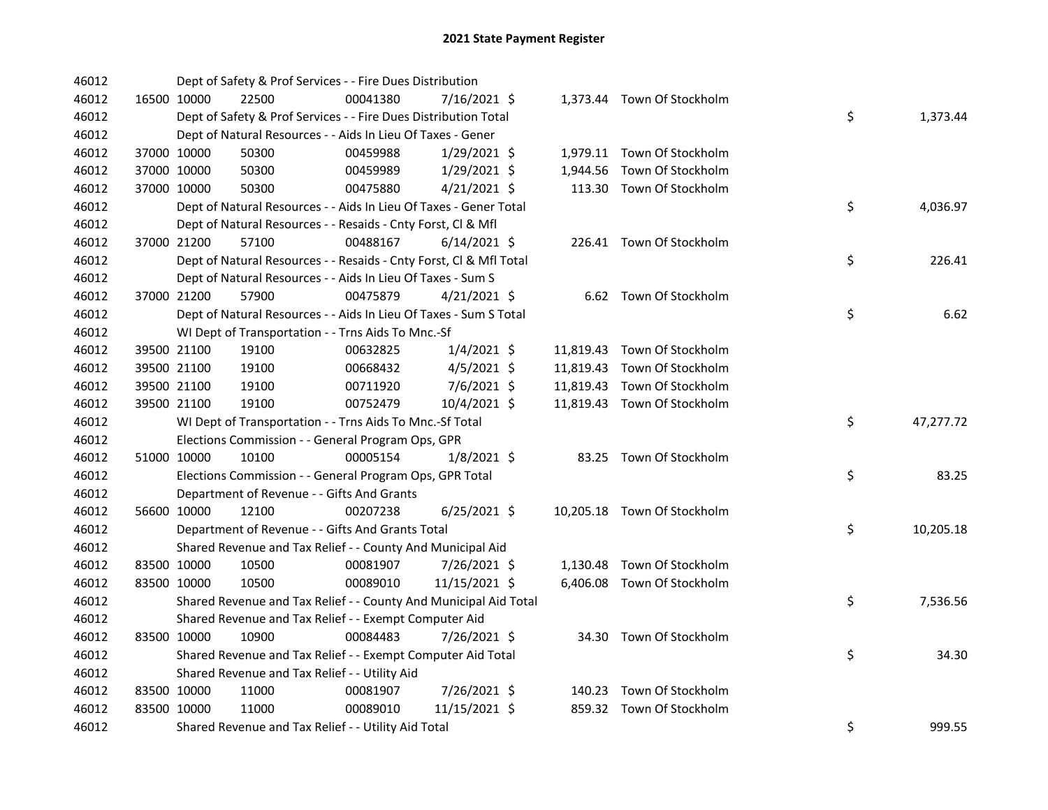# 2021 State Payment Register

| | | | | | | | | | |
|---|---|---|---|---|---|---|---|---|---|
| 46012 | | Dept of Safety & Prof Services - - Fire Dues Distribution | | | | | | | |
| 46012 | 16500 | 10000 | 22500 | 00041380 | 7/16/2021 | $ 1,373.44 | Town Of Stockholm | | |
| 46012 | | Dept of Safety & Prof Services - - Fire Dues Distribution Total | | | | | | $ | 1,373.44 |
| 46012 | | Dept of Natural Resources - - Aids In Lieu Of Taxes - Gener | | | | | | | |
| 46012 | 37000 | 10000 | 50300 | 00459988 | 1/29/2021 | $ 1,979.11 | Town Of Stockholm | | |
| 46012 | 37000 | 10000 | 50300 | 00459989 | 1/29/2021 | $ 1,944.56 | Town Of Stockholm | | |
| 46012 | 37000 | 10000 | 50300 | 00475880 | 4/21/2021 | $ 113.30 | Town Of Stockholm | | |
| 46012 | | Dept of Natural Resources - - Aids In Lieu Of Taxes - Gener Total | | | | | | $ | 4,036.97 |
| 46012 | | Dept of Natural Resources - - Resaids - Cnty Forst, Cl & Mfl | | | | | | | |
| 46012 | 37000 | 21200 | 57100 | 00488167 | 6/14/2021 | $ 226.41 | Town Of Stockholm | | |
| 46012 | | Dept of Natural Resources - - Resaids - Cnty Forst, Cl & Mfl Total | | | | | | $ | 226.41 |
| 46012 | | Dept of Natural Resources - - Aids In Lieu Of Taxes - Sum S | | | | | | | |
| 46012 | 37000 | 21200 | 57900 | 00475879 | 4/21/2021 | $ 6.62 | Town Of Stockholm | | |
| 46012 | | Dept of Natural Resources - - Aids In Lieu Of Taxes - Sum S Total | | | | | | $ | 6.62 |
| 46012 | | WI Dept of Transportation - - Trns Aids To Mnc.-Sf | | | | | | | |
| 46012 | 39500 | 21100 | 19100 | 00632825 | 1/4/2021 | $ 11,819.43 | Town Of Stockholm | | |
| 46012 | 39500 | 21100 | 19100 | 00668432 | 4/5/2021 | $ 11,819.43 | Town Of Stockholm | | |
| 46012 | 39500 | 21100 | 19100 | 00711920 | 7/6/2021 | $ 11,819.43 | Town Of Stockholm | | |
| 46012 | 39500 | 21100 | 19100 | 00752479 | 10/4/2021 | $ 11,819.43 | Town Of Stockholm | | |
| 46012 | | WI Dept of Transportation - - Trns Aids To Mnc.-Sf Total | | | | | | $ | 47,277.72 |
| 46012 | | Elections Commission - - General Program Ops, GPR | | | | | | | |
| 46012 | 51000 | 10000 | 10100 | 00005154 | 1/8/2021 | $ 83.25 | Town Of Stockholm | | |
| 46012 | | Elections Commission - - General Program Ops, GPR Total | | | | | | $ | 83.25 |
| 46012 | | Department of Revenue - - Gifts And Grants | | | | | | | |
| 46012 | 56600 | 10000 | 12100 | 00207238 | 6/25/2021 | $ 10,205.18 | Town Of Stockholm | | |
| 46012 | | Department of Revenue - - Gifts And Grants Total | | | | | | $ | 10,205.18 |
| 46012 | | Shared Revenue and Tax Relief - - County And Municipal Aid | | | | | | | |
| 46012 | 83500 | 10000 | 10500 | 00081907 | 7/26/2021 | $ 1,130.48 | Town Of Stockholm | | |
| 46012 | 83500 | 10000 | 10500 | 00089010 | 11/15/2021 | $ 6,406.08 | Town Of Stockholm | | |
| 46012 | | Shared Revenue and Tax Relief - - County And Municipal Aid Total | | | | | | $ | 7,536.56 |
| 46012 | | Shared Revenue and Tax Relief - - Exempt Computer Aid | | | | | | | |
| 46012 | 83500 | 10000 | 10900 | 00084483 | 7/26/2021 | $ 34.30 | Town Of Stockholm | | |
| 46012 | | Shared Revenue and Tax Relief - - Exempt Computer Aid Total | | | | | | $ | 34.30 |
| 46012 | | Shared Revenue and Tax Relief - - Utility Aid | | | | | | | |
| 46012 | 83500 | 10000 | 11000 | 00081907 | 7/26/2021 | $ 140.23 | Town Of Stockholm | | |
| 46012 | 83500 | 10000 | 11000 | 00089010 | 11/15/2021 | $ 859.32 | Town Of Stockholm | | |
| 46012 | | Shared Revenue and Tax Relief - - Utility Aid Total | | | | | | $ | 999.55 |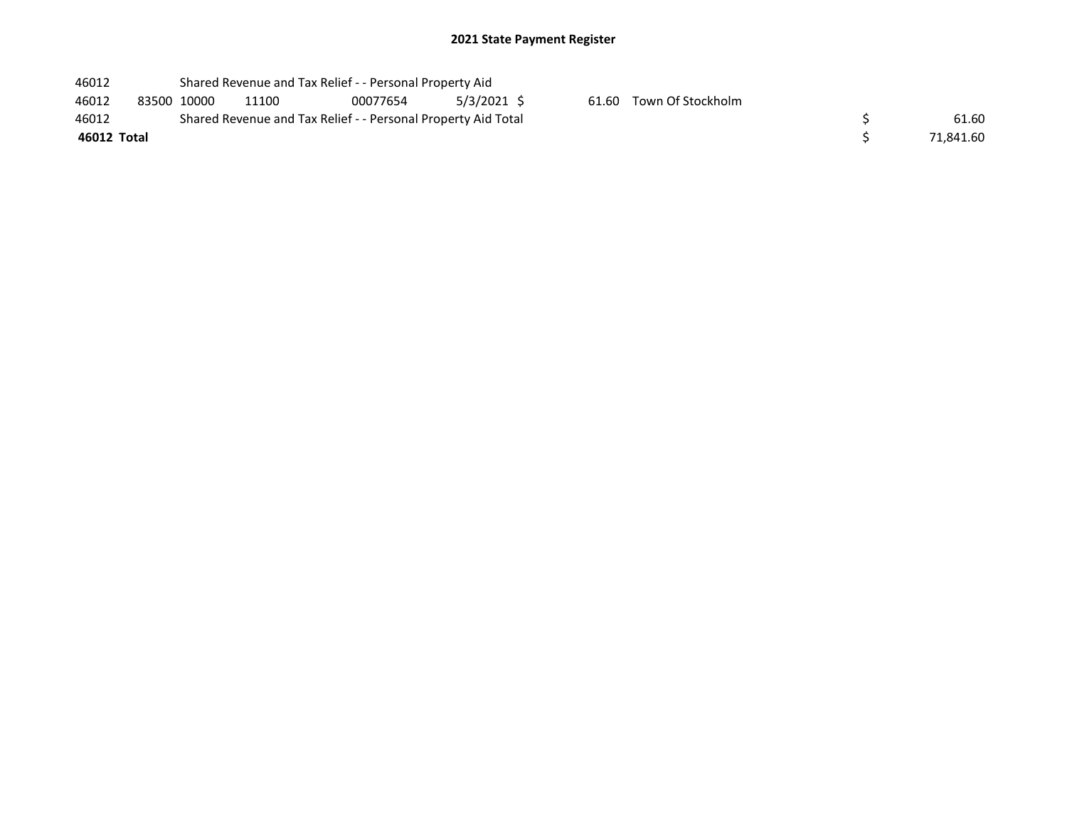## 2021 State Payment Register

| | | | | | | | | | |
|---|---|---|---|---|---|---|---|---|---|
| 46012 | | Shared Revenue and Tax Relief - - Personal Property Aid | | | | | | | |
| 46012 | 83500 | 10000 | 11100 | 00077654 | 5/3/2021 | $ 61.60 | Town Of Stockholm | | |
| 46012 | | Shared Revenue and Tax Relief - - Personal Property Aid Total | | | | | | $ | 61.60 |
| **46012 Total** | | | | | | | | $ | 71,841.60 |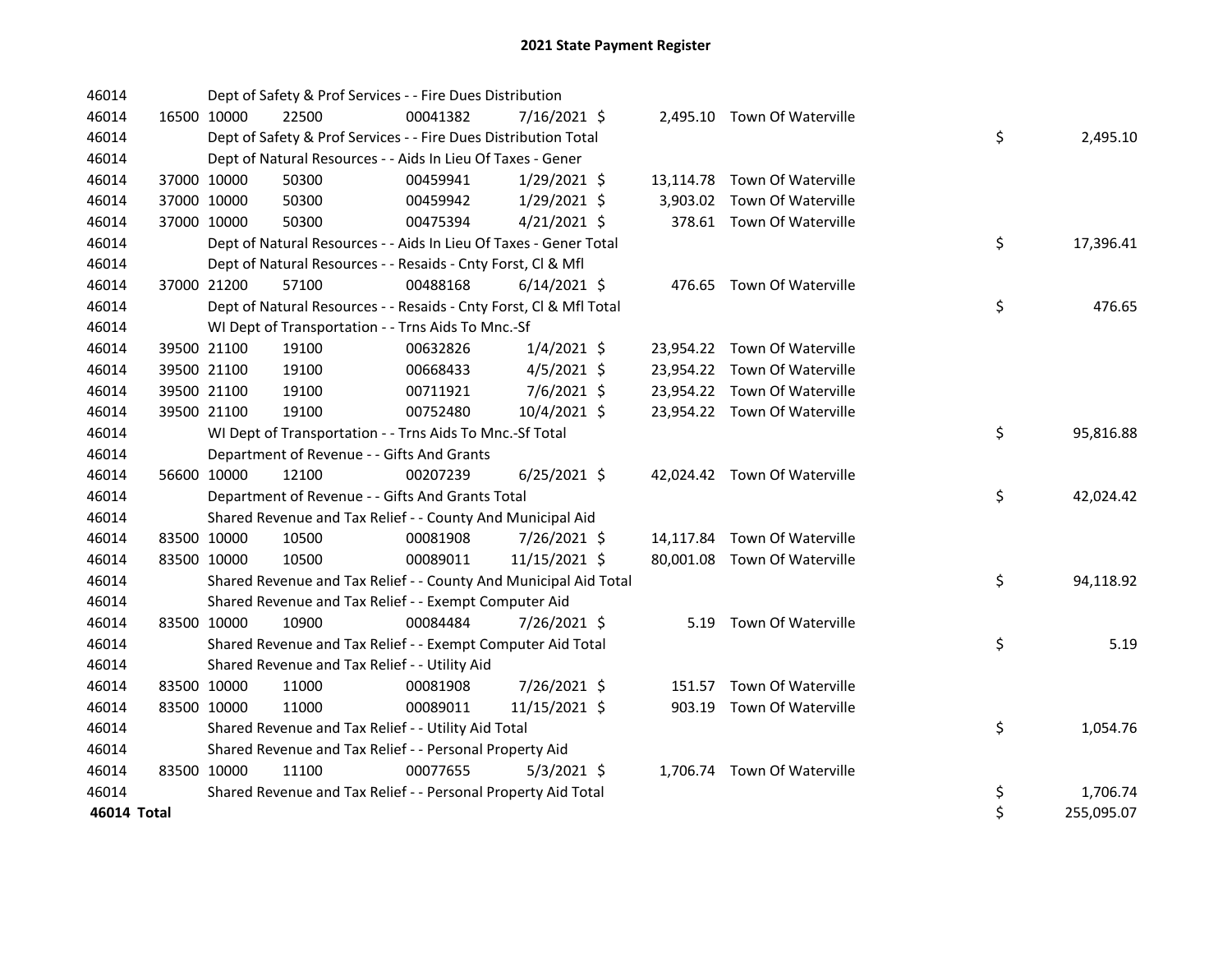# 2021 State Payment Register

| | | | | | | | | | |
|---|---|---|---|---|---|---|---|---|---|
| 46014 | | Dept of Safety & Prof Services - - Fire Dues Distribution | | | | | | | |
| 46014 | 16500 | 10000 | 22500 | 00041382 | 7/16/2021 | $ 2,495.10 | Town Of Waterville | | |
| 46014 | | Dept of Safety & Prof Services - - Fire Dues Distribution Total | | | | | | $ | 2,495.10 |
| 46014 | | Dept of Natural Resources - - Aids In Lieu Of Taxes - Gener | | | | | | | |
| 46014 | 37000 | 10000 | 50300 | 00459941 | 1/29/2021 | $ 13,114.78 | Town Of Waterville | | |
| 46014 | 37000 | 10000 | 50300 | 00459942 | 1/29/2021 | $ 3,903.02 | Town Of Waterville | | |
| 46014 | 37000 | 10000 | 50300 | 00475394 | 4/21/2021 | $ 378.61 | Town Of Waterville | | |
| 46014 | | Dept of Natural Resources - - Aids In Lieu Of Taxes - Gener Total | | | | | | $ | 17,396.41 |
| 46014 | | Dept of Natural Resources - - Resaids - Cnty Forst, Cl & Mfl | | | | | | | |
| 46014 | 37000 | 21200 | 57100 | 00488168 | 6/14/2021 | $ 476.65 | Town Of Waterville | | |
| 46014 | | Dept of Natural Resources - - Resaids - Cnty Forst, Cl & Mfl Total | | | | | | $ | 476.65 |
| 46014 | | WI Dept of Transportation - - Trns Aids To Mnc.-Sf | | | | | | | |
| 46014 | 39500 | 21100 | 19100 | 00632826 | 1/4/2021 | $ 23,954.22 | Town Of Waterville | | |
| 46014 | 39500 | 21100 | 19100 | 00668433 | 4/5/2021 | $ 23,954.22 | Town Of Waterville | | |
| 46014 | 39500 | 21100 | 19100 | 00711921 | 7/6/2021 | $ 23,954.22 | Town Of Waterville | | |
| 46014 | 39500 | 21100 | 19100 | 00752480 | 10/4/2021 | $ 23,954.22 | Town Of Waterville | | |
| 46014 | | WI Dept of Transportation - - Trns Aids To Mnc.-Sf Total | | | | | | $ | 95,816.88 |
| 46014 | | Department of Revenue - - Gifts And Grants | | | | | | | |
| 46014 | 56600 | 10000 | 12100 | 00207239 | 6/25/2021 | $ 42,024.42 | Town Of Waterville | | |
| 46014 | | Department of Revenue - - Gifts And Grants Total | | | | | | $ | 42,024.42 |
| 46014 | | Shared Revenue and Tax Relief - - County And Municipal Aid | | | | | | | |
| 46014 | 83500 | 10000 | 10500 | 00081908 | 7/26/2021 | $ 14,117.84 | Town Of Waterville | | |
| 46014 | 83500 | 10000 | 10500 | 00089011 | 11/15/2021 | $ 80,001.08 | Town Of Waterville | | |
| 46014 | | Shared Revenue and Tax Relief - - County And Municipal Aid Total | | | | | | $ | 94,118.92 |
| 46014 | | Shared Revenue and Tax Relief - - Exempt Computer Aid | | | | | | | |
| 46014 | 83500 | 10000 | 10900 | 00084484 | 7/26/2021 | $ 5.19 | Town Of Waterville | | |
| 46014 | | Shared Revenue and Tax Relief - - Exempt Computer Aid Total | | | | | | $ | 5.19 |
| 46014 | | Shared Revenue and Tax Relief - - Utility Aid | | | | | | | |
| 46014 | 83500 | 10000 | 11000 | 00081908 | 7/26/2021 | $ 151.57 | Town Of Waterville | | |
| 46014 | 83500 | 10000 | 11000 | 00089011 | 11/15/2021 | $ 903.19 | Town Of Waterville | | |
| 46014 | | Shared Revenue and Tax Relief - - Utility Aid Total | | | | | | $ | 1,054.76 |
| 46014 | | Shared Revenue and Tax Relief - - Personal Property Aid | | | | | | | |
| 46014 | 83500 | 10000 | 11100 | 00077655 | 5/3/2021 | $ 1,706.74 | Town Of Waterville | | |
| 46014 | | Shared Revenue and Tax Relief - - Personal Property Aid Total | | | | | | $ | 1,706.74 |
| **46014 Total** | | | | | | | | $ | 255,095.07 |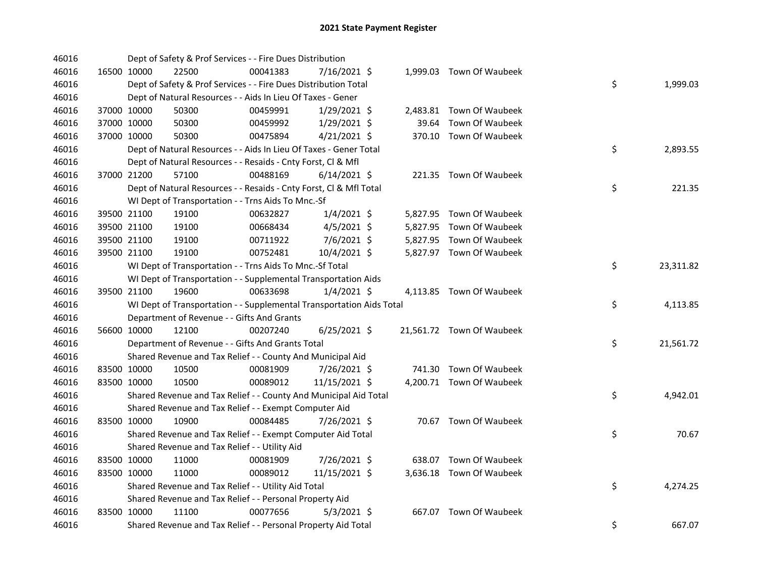# 2021 State Payment Register

| | | | | | | | | | |
|---|---|---|---|---|---|---|---|---|---|
| 46016 | | | Dept of Safety & Prof Services - - Fire Dues Distribution | | | | | | |
| 46016 | 16500 | 10000 | 22500 | 00041383 | 7/16/2021 | $ 1,999.03 | Town Of Waubeek | | |
| 46016 | | | Dept of Safety & Prof Services - - Fire Dues Distribution Total | | | | | $ | 1,999.03 |
| 46016 | | | Dept of Natural Resources - - Aids In Lieu Of Taxes - Gener | | | | | | |
| 46016 | 37000 | 10000 | 50300 | 00459991 | 1/29/2021 | $ 2,483.81 | Town Of Waubeek | | |
| 46016 | 37000 | 10000 | 50300 | 00459992 | 1/29/2021 | $ 39.64 | Town Of Waubeek | | |
| 46016 | 37000 | 10000 | 50300 | 00475894 | 4/21/2021 | $ 370.10 | Town Of Waubeek | | |
| 46016 | | | Dept of Natural Resources - - Aids In Lieu Of Taxes - Gener Total | | | | | $ | 2,893.55 |
| 46016 | | | Dept of Natural Resources - - Resaids - Cnty Forst, Cl & Mfl | | | | | | |
| 46016 | 37000 | 21200 | 57100 | 00488169 | 6/14/2021 | $ 221.35 | Town Of Waubeek | | |
| 46016 | | | Dept of Natural Resources - - Resaids - Cnty Forst, Cl & Mfl Total | | | | | $ | 221.35 |
| 46016 | | | WI Dept of Transportation - - Trns Aids To Mnc.-Sf | | | | | | |
| 46016 | 39500 | 21100 | 19100 | 00632827 | 1/4/2021 | $ 5,827.95 | Town Of Waubeek | | |
| 46016 | 39500 | 21100 | 19100 | 00668434 | 4/5/2021 | $ 5,827.95 | Town Of Waubeek | | |
| 46016 | 39500 | 21100 | 19100 | 00711922 | 7/6/2021 | $ 5,827.95 | Town Of Waubeek | | |
| 46016 | 39500 | 21100 | 19100 | 00752481 | 10/4/2021 | $ 5,827.97 | Town Of Waubeek | | |
| 46016 | | | WI Dept of Transportation - - Trns Aids To Mnc.-Sf Total | | | | | $ | 23,311.82 |
| 46016 | | | WI Dept of Transportation - - Supplemental Transportation Aids | | | | | | |
| 46016 | 39500 | 21100 | 19600 | 00633698 | 1/4/2021 | $ 4,113.85 | Town Of Waubeek | | |
| 46016 | | | WI Dept of Transportation - - Supplemental Transportation Aids Total | | | | | $ | 4,113.85 |
| 46016 | | | Department of Revenue - - Gifts And Grants | | | | | | |
| 46016 | 56600 | 10000 | 12100 | 00207240 | 6/25/2021 | $ 21,561.72 | Town Of Waubeek | | |
| 46016 | | | Department of Revenue - - Gifts And Grants Total | | | | | $ | 21,561.72 |
| 46016 | | | Shared Revenue and Tax Relief - - County And Municipal Aid | | | | | | |
| 46016 | 83500 | 10000 | 10500 | 00081909 | 7/26/2021 | $ 741.30 | Town Of Waubeek | | |
| 46016 | 83500 | 10000 | 10500 | 00089012 | 11/15/2021 | $ 4,200.71 | Town Of Waubeek | | |
| 46016 | | | Shared Revenue and Tax Relief - - County And Municipal Aid Total | | | | | $ | 4,942.01 |
| 46016 | | | Shared Revenue and Tax Relief - - Exempt Computer Aid | | | | | | |
| 46016 | 83500 | 10000 | 10900 | 00084485 | 7/26/2021 | $ 70.67 | Town Of Waubeek | | |
| 46016 | | | Shared Revenue and Tax Relief - - Exempt Computer Aid Total | | | | | $ | 70.67 |
| 46016 | | | Shared Revenue and Tax Relief - - Utility Aid | | | | | | |
| 46016 | 83500 | 10000 | 11000 | 00081909 | 7/26/2021 | $ 638.07 | Town Of Waubeek | | |
| 46016 | 83500 | 10000 | 11000 | 00089012 | 11/15/2021 | $ 3,636.18 | Town Of Waubeek | | |
| 46016 | | | Shared Revenue and Tax Relief - - Utility Aid Total | | | | | $ | 4,274.25 |
| 46016 | | | Shared Revenue and Tax Relief - - Personal Property Aid | | | | | | |
| 46016 | 83500 | 10000 | 11100 | 00077656 | 5/3/2021 | $ 667.07 | Town Of Waubeek | | |
| 46016 | | | Shared Revenue and Tax Relief - - Personal Property Aid Total | | | | | $ | 667.07 |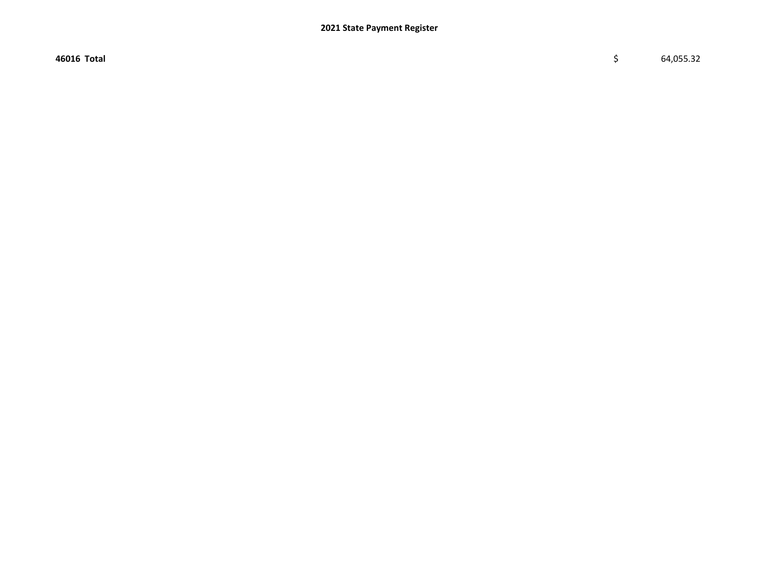| **46016 Total** | $ | 64,055.32 |
|---|---|---|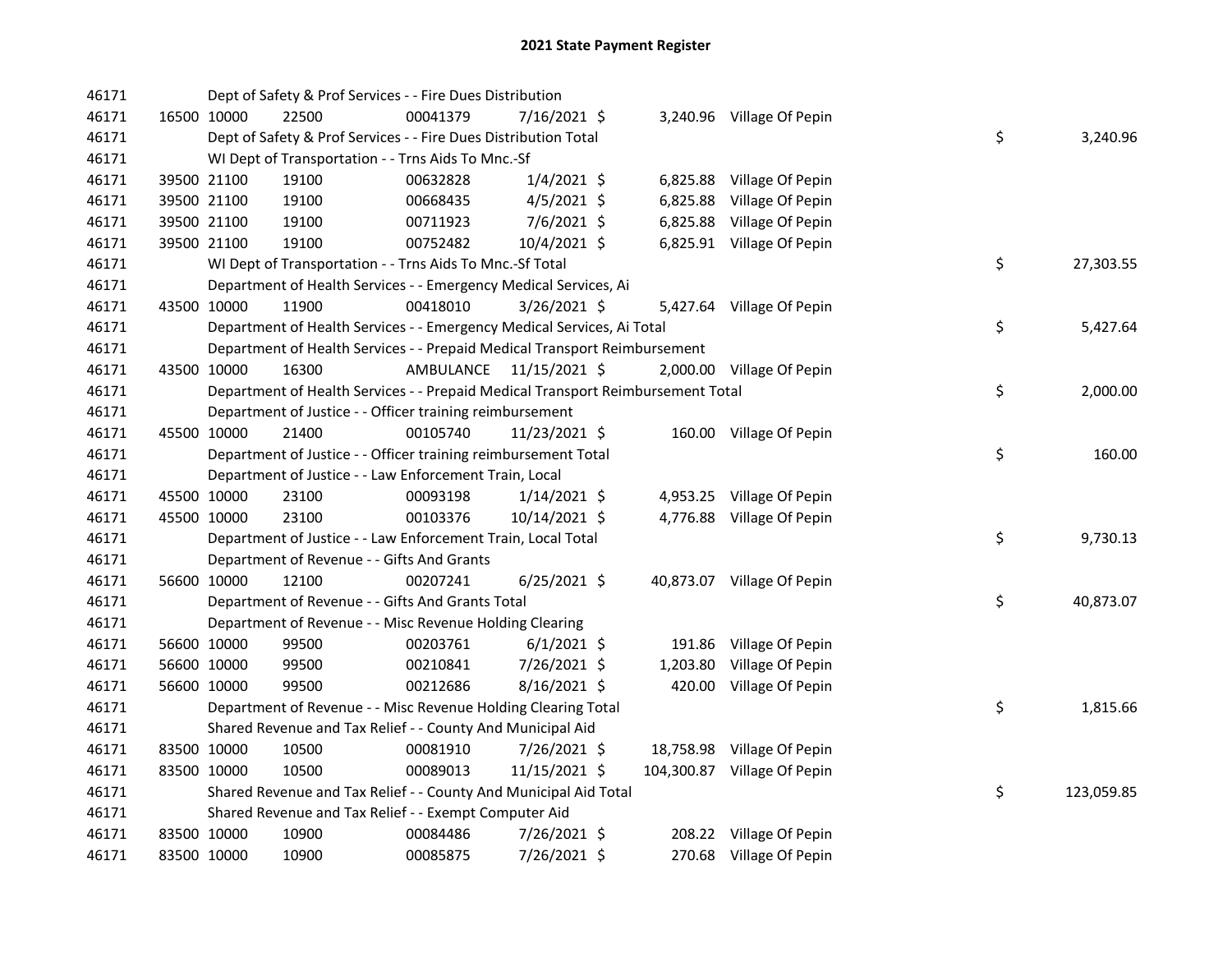# 2021 State Payment Register

| | | | | | | | | |
|---|---|---|---|---|---|---|---|---|
| 46171 | | | Dept of Safety & Prof Services - - Fire Dues Distribution | | | | | |
| 46171 | 16500 | 10000 | 22500 | 00041379 | 7/16/2021 $ | 3,240.96 | Village Of Pepin | |
| 46171 | | | Dept of Safety & Prof Services - - Fire Dues Distribution Total | | | | | $ 3,240.96 |
| 46171 | | | WI Dept of Transportation - - Trns Aids To Mnc.-Sf | | | | | |
| 46171 | 39500 | 21100 | 19100 | 00632828 | 1/4/2021 $ | 6,825.88 | Village Of Pepin | |
| 46171 | 39500 | 21100 | 19100 | 00668435 | 4/5/2021 $ | 6,825.88 | Village Of Pepin | |
| 46171 | 39500 | 21100 | 19100 | 00711923 | 7/6/2021 $ | 6,825.88 | Village Of Pepin | |
| 46171 | 39500 | 21100 | 19100 | 00752482 | 10/4/2021 $ | 6,825.91 | Village Of Pepin | |
| 46171 | | | WI Dept of Transportation - - Trns Aids To Mnc.-Sf Total | | | | | $ 27,303.55 |
| 46171 | | | Department of Health Services - - Emergency Medical Services, Ai | | | | | |
| 46171 | 43500 | 10000 | 11900 | 00418010 | 3/26/2021 $ | 5,427.64 | Village Of Pepin | |
| 46171 | | | Department of Health Services - - Emergency Medical Services, Ai Total | | | | | $ 5,427.64 |
| 46171 | | | Department of Health Services - - Prepaid Medical Transport Reimbursement | | | | | |
| 46171 | 43500 | 10000 | 16300 | AMBULANCE | 11/15/2021 $ | 2,000.00 | Village Of Pepin | |
| 46171 | | | Department of Health Services - - Prepaid Medical Transport Reimbursement Total | | | | | $ 2,000.00 |
| 46171 | | | Department of Justice - - Officer training reimbursement | | | | | |
| 46171 | 45500 | 10000 | 21400 | 00105740 | 11/23/2021 $ | 160.00 | Village Of Pepin | |
| 46171 | | | Department of Justice - - Officer training reimbursement Total | | | | | $ 160.00 |
| 46171 | | | Department of Justice - - Law Enforcement Train, Local | | | | | |
| 46171 | 45500 | 10000 | 23100 | 00093198 | 1/14/2021 $ | 4,953.25 | Village Of Pepin | |
| 46171 | 45500 | 10000 | 23100 | 00103376 | 10/14/2021 $ | 4,776.88 | Village Of Pepin | |
| 46171 | | | Department of Justice - - Law Enforcement Train, Local Total | | | | | $ 9,730.13 |
| 46171 | | | Department of Revenue - - Gifts And Grants | | | | | |
| 46171 | 56600 | 10000 | 12100 | 00207241 | 6/25/2021 $ | 40,873.07 | Village Of Pepin | |
| 46171 | | | Department of Revenue - - Gifts And Grants Total | | | | | $ 40,873.07 |
| 46171 | | | Department of Revenue - - Misc Revenue Holding Clearing | | | | | |
| 46171 | 56600 | 10000 | 99500 | 00203761 | 6/1/2021 $ | 191.86 | Village Of Pepin | |
| 46171 | 56600 | 10000 | 99500 | 00210841 | 7/26/2021 $ | 1,203.80 | Village Of Pepin | |
| 46171 | 56600 | 10000 | 99500 | 00212686 | 8/16/2021 $ | 420.00 | Village Of Pepin | |
| 46171 | | | Department of Revenue - - Misc Revenue Holding Clearing Total | | | | | $ 1,815.66 |
| 46171 | | | Shared Revenue and Tax Relief - - County And Municipal Aid | | | | | |
| 46171 | 83500 | 10000 | 10500 | 00081910 | 7/26/2021 $ | 18,758.98 | Village Of Pepin | |
| 46171 | 83500 | 10000 | 10500 | 00089013 | 11/15/2021 $ | 104,300.87 | Village Of Pepin | |
| 46171 | | | Shared Revenue and Tax Relief - - County And Municipal Aid Total | | | | | $ 123,059.85 |
| 46171 | | | Shared Revenue and Tax Relief - - Exempt Computer Aid | | | | | |
| 46171 | 83500 | 10000 | 10900 | 00084486 | 7/26/2021 $ | 208.22 | Village Of Pepin | |
| 46171 | 83500 | 10000 | 10900 | 00085875 | 7/26/2021 $ | 270.68 | Village Of Pepin | |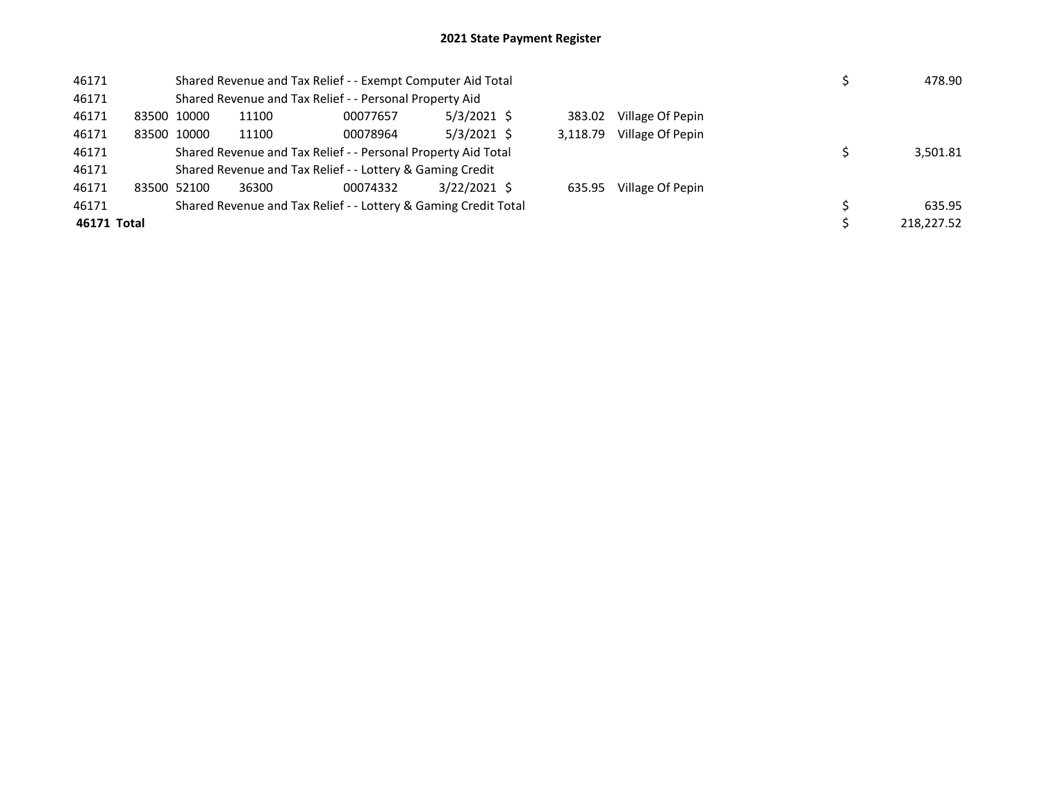# 2021 State Payment Register

| | | | | | | | | | |
|---|---|---|---|---|---|---|---|---|---|
| 46171 | | Shared Revenue and Tax Relief - - Exempt Computer Aid Total | | | | | | $ | 478.90 |
| 46171 | | Shared Revenue and Tax Relief - - Personal Property Aid | | | | | | | |
| 46171 | 83500 | 10000 | 11100 | 00077657 | 5/3/2021 | $ 383.02 | Village Of Pepin | | |
| 46171 | 83500 | 10000 | 11100 | 00078964 | 5/3/2021 | $ 3,118.79 | Village Of Pepin | | |
| 46171 | | Shared Revenue and Tax Relief - - Personal Property Aid Total | | | | | | $ | 3,501.81 |
| 46171 | | Shared Revenue and Tax Relief - - Lottery & Gaming Credit | | | | | | | |
| 46171 | 83500 | 52100 | 36300 | 00074332 | 3/22/2021 | $ 635.95 | Village Of Pepin | | |
| 46171 | | Shared Revenue and Tax Relief - - Lottery & Gaming Credit Total | | | | | | $ | 635.95 |
| **46171 Total** | | | | | | | | $ | 218,227.52 |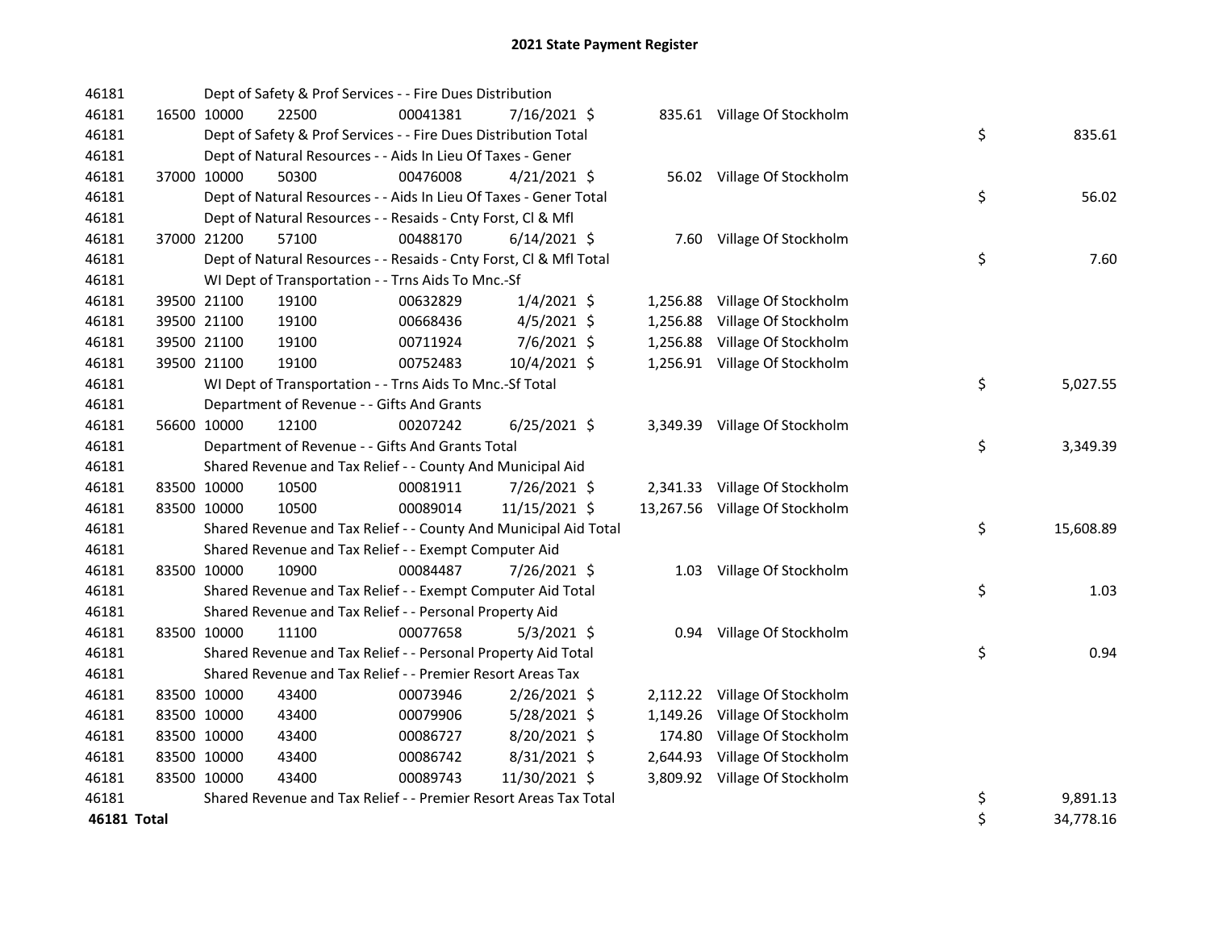# 2021 State Payment Register

| | | | | | | | | | |
|---|---|---|---|---|---|---|---|---|---|
| 46181 | | | Dept of Safety & Prof Services - - Fire Dues Distribution | | | | | | |
| 46181 | 16500 | 10000 | 22500 | 00041381 | 7/16/2021 | $ | 835.61 | Village Of Stockholm | |
| 46181 | | | Dept of Safety & Prof Services - - Fire Dues Distribution Total | | | | | | $ 835.61 |
| 46181 | | | Dept of Natural Resources - - Aids In Lieu Of Taxes - Gener | | | | | | |
| 46181 | 37000 | 10000 | 50300 | 00476008 | 4/21/2021 | $ | 56.02 | Village Of Stockholm | |
| 46181 | | | Dept of Natural Resources - - Aids In Lieu Of Taxes - Gener Total | | | | | | $ 56.02 |
| 46181 | | | Dept of Natural Resources - - Resaids - Cnty Forst, Cl & Mfl | | | | | | |
| 46181 | 37000 | 21200 | 57100 | 00488170 | 6/14/2021 | $ | 7.60 | Village Of Stockholm | |
| 46181 | | | Dept of Natural Resources - - Resaids - Cnty Forst, Cl & Mfl Total | | | | | | $ 7.60 |
| 46181 | | | WI Dept of Transportation - - Trns Aids To Mnc.-Sf | | | | | | |
| 46181 | 39500 | 21100 | 19100 | 00632829 | 1/4/2021 | $ | 1,256.88 | Village Of Stockholm | |
| 46181 | 39500 | 21100 | 19100 | 00668436 | 4/5/2021 | $ | 1,256.88 | Village Of Stockholm | |
| 46181 | 39500 | 21100 | 19100 | 00711924 | 7/6/2021 | $ | 1,256.88 | Village Of Stockholm | |
| 46181 | 39500 | 21100 | 19100 | 00752483 | 10/4/2021 | $ | 1,256.91 | Village Of Stockholm | |
| 46181 | | | WI Dept of Transportation - - Trns Aids To Mnc.-Sf Total | | | | | | $ 5,027.55 |
| 46181 | | | Department of Revenue - - Gifts And Grants | | | | | | |
| 46181 | 56600 | 10000 | 12100 | 00207242 | 6/25/2021 | $ | 3,349.39 | Village Of Stockholm | |
| 46181 | | | Department of Revenue - - Gifts And Grants Total | | | | | | $ 3,349.39 |
| 46181 | | | Shared Revenue and Tax Relief - - County And Municipal Aid | | | | | | |
| 46181 | 83500 | 10000 | 10500 | 00081911 | 7/26/2021 | $ | 2,341.33 | Village Of Stockholm | |
| 46181 | 83500 | 10000 | 10500 | 00089014 | 11/15/2021 | $ | 13,267.56 | Village Of Stockholm | |
| 46181 | | | Shared Revenue and Tax Relief - - County And Municipal Aid Total | | | | | | $ 15,608.89 |
| 46181 | | | Shared Revenue and Tax Relief - - Exempt Computer Aid | | | | | | |
| 46181 | 83500 | 10000 | 10900 | 00084487 | 7/26/2021 | $ | 1.03 | Village Of Stockholm | |
| 46181 | | | Shared Revenue and Tax Relief - - Exempt Computer Aid Total | | | | | | $ 1.03 |
| 46181 | | | Shared Revenue and Tax Relief - - Personal Property Aid | | | | | | |
| 46181 | 83500 | 10000 | 11100 | 00077658 | 5/3/2021 | $ | 0.94 | Village Of Stockholm | |
| 46181 | | | Shared Revenue and Tax Relief - - Personal Property Aid Total | | | | | | $ 0.94 |
| 46181 | | | Shared Revenue and Tax Relief - - Premier Resort Areas Tax | | | | | | |
| 46181 | 83500 | 10000 | 43400 | 00073946 | 2/26/2021 | $ | 2,112.22 | Village Of Stockholm | |
| 46181 | 83500 | 10000 | 43400 | 00079906 | 5/28/2021 | $ | 1,149.26 | Village Of Stockholm | |
| 46181 | 83500 | 10000 | 43400 | 00086727 | 8/20/2021 | $ | 174.80 | Village Of Stockholm | |
| 46181 | 83500 | 10000 | 43400 | 00086742 | 8/31/2021 | $ | 2,644.93 | Village Of Stockholm | |
| 46181 | 83500 | 10000 | 43400 | 00089743 | 11/30/2021 | $ | 3,809.92 | Village Of Stockholm | |
| 46181 | | | Shared Revenue and Tax Relief - - Premier Resort Areas Tax Total | | | | | | $ 9,891.13 |
| **46181 Total** | | | | | | | | | $ 34,778.16 |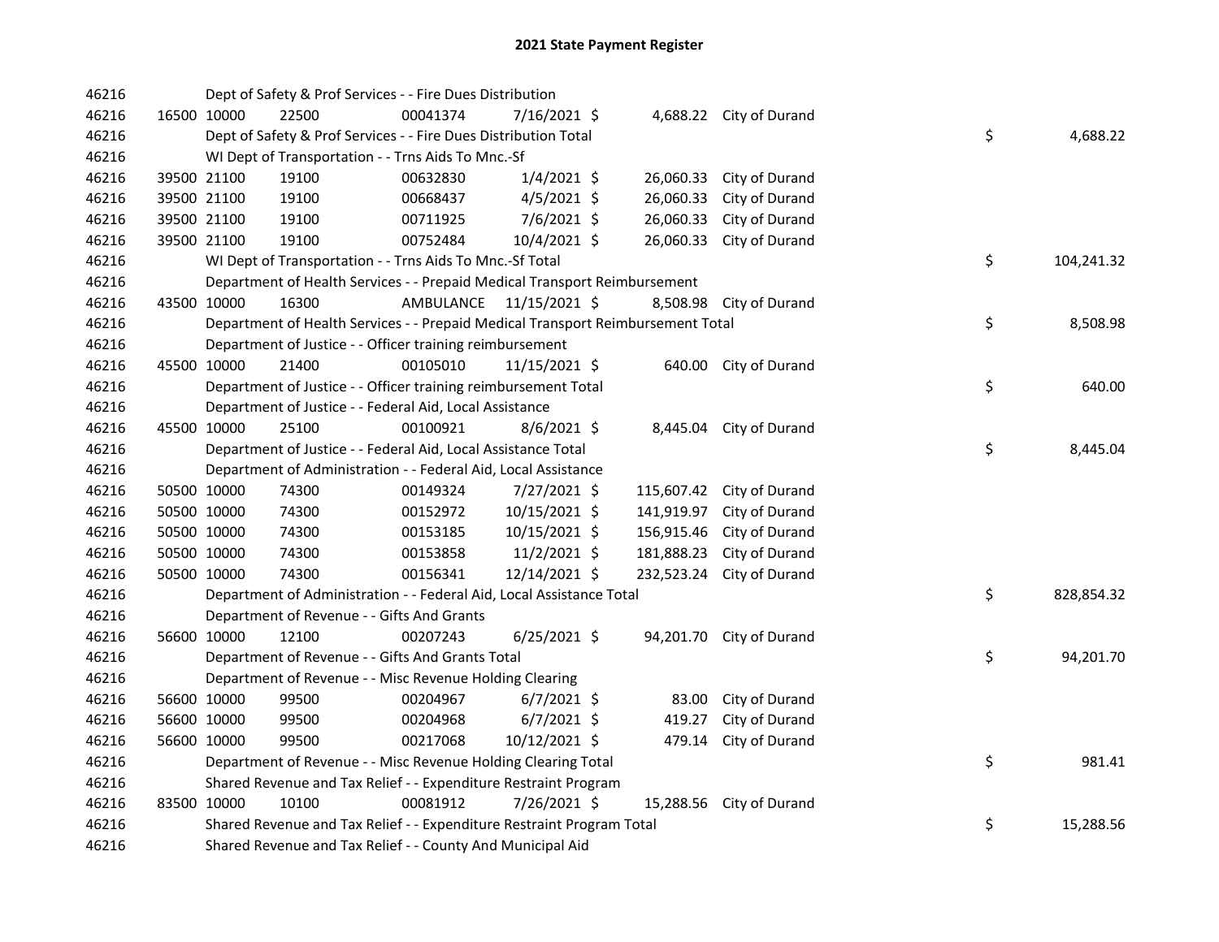# 2021 State Payment Register

| | | | | | | | | | |
|---|---|---|---|---|---|---|---|---|---|
| 46216 | | | Dept of Safety & Prof Services - - Fire Dues Distribution | | | | | | |
| 46216 | 16500 | 10000 | 22500 | 00041374 | 7/16/2021 | $ 4,688.22 | City of Durand | | |
| 46216 | | | Dept of Safety & Prof Services - - Fire Dues Distribution Total | | | | | $ | 4,688.22 |
| 46216 | | | WI Dept of Transportation - - Trns Aids To Mnc.-Sf | | | | | | |
| 46216 | 39500 | 21100 | 19100 | 00632830 | 1/4/2021 | $ 26,060.33 | City of Durand | | |
| 46216 | 39500 | 21100 | 19100 | 00668437 | 4/5/2021 | $ 26,060.33 | City of Durand | | |
| 46216 | 39500 | 21100 | 19100 | 00711925 | 7/6/2021 | $ 26,060.33 | City of Durand | | |
| 46216 | 39500 | 21100 | 19100 | 00752484 | 10/4/2021 | $ 26,060.33 | City of Durand | | |
| 46216 | | | WI Dept of Transportation - - Trns Aids To Mnc.-Sf Total | | | | | $ | 104,241.32 |
| 46216 | | | Department of Health Services - - Prepaid Medical Transport Reimbursement | | | | | | |
| 46216 | 43500 | 10000 | 16300 | AMBULANCE | 11/15/2021 | $ 8,508.98 | City of Durand | | |
| 46216 | | | Department of Health Services - - Prepaid Medical Transport Reimbursement Total | | | | | $ | 8,508.98 |
| 46216 | | | Department of Justice - - Officer training reimbursement | | | | | | |
| 46216 | 45500 | 10000 | 21400 | 00105010 | 11/15/2021 | $ 640.00 | City of Durand | | |
| 46216 | | | Department of Justice - - Officer training reimbursement Total | | | | | $ | 640.00 |
| 46216 | | | Department of Justice - - Federal Aid, Local Assistance | | | | | | |
| 46216 | 45500 | 10000 | 25100 | 00100921 | 8/6/2021 | $ 8,445.04 | City of Durand | | |
| 46216 | | | Department of Justice - - Federal Aid, Local Assistance Total | | | | | $ | 8,445.04 |
| 46216 | | | Department of Administration - - Federal Aid, Local Assistance | | | | | | |
| 46216 | 50500 | 10000 | 74300 | 00149324 | 7/27/2021 | $ 115,607.42 | City of Durand | | |
| 46216 | 50500 | 10000 | 74300 | 00152972 | 10/15/2021 | $ 141,919.97 | City of Durand | | |
| 46216 | 50500 | 10000 | 74300 | 00153185 | 10/15/2021 | $ 156,915.46 | City of Durand | | |
| 46216 | 50500 | 10000 | 74300 | 00153858 | 11/2/2021 | $ 181,888.23 | City of Durand | | |
| 46216 | 50500 | 10000 | 74300 | 00156341 | 12/14/2021 | $ 232,523.24 | City of Durand | | |
| 46216 | | | Department of Administration - - Federal Aid, Local Assistance Total | | | | | $ | 828,854.32 |
| 46216 | | | Department of Revenue - - Gifts And Grants | | | | | | |
| 46216 | 56600 | 10000 | 12100 | 00207243 | 6/25/2021 | $ 94,201.70 | City of Durand | | |
| 46216 | | | Department of Revenue - - Gifts And Grants Total | | | | | $ | 94,201.70 |
| 46216 | | | Department of Revenue - - Misc Revenue Holding Clearing | | | | | | |
| 46216 | 56600 | 10000 | 99500 | 00204967 | 6/7/2021 | $ 83.00 | City of Durand | | |
| 46216 | 56600 | 10000 | 99500 | 00204968 | 6/7/2021 | $ 419.27 | City of Durand | | |
| 46216 | 56600 | 10000 | 99500 | 00217068 | 10/12/2021 | $ 479.14 | City of Durand | | |
| 46216 | | | Department of Revenue - - Misc Revenue Holding Clearing Total | | | | | $ | 981.41 |
| 46216 | | | Shared Revenue and Tax Relief - - Expenditure Restraint Program | | | | | | |
| 46216 | 83500 | 10000 | 10100 | 00081912 | 7/26/2021 | $ 15,288.56 | City of Durand | | |
| 46216 | | | Shared Revenue and Tax Relief - - Expenditure Restraint Program Total | | | | | $ | 15,288.56 |
| 46216 | | | Shared Revenue and Tax Relief - - County And Municipal Aid | | | | | | |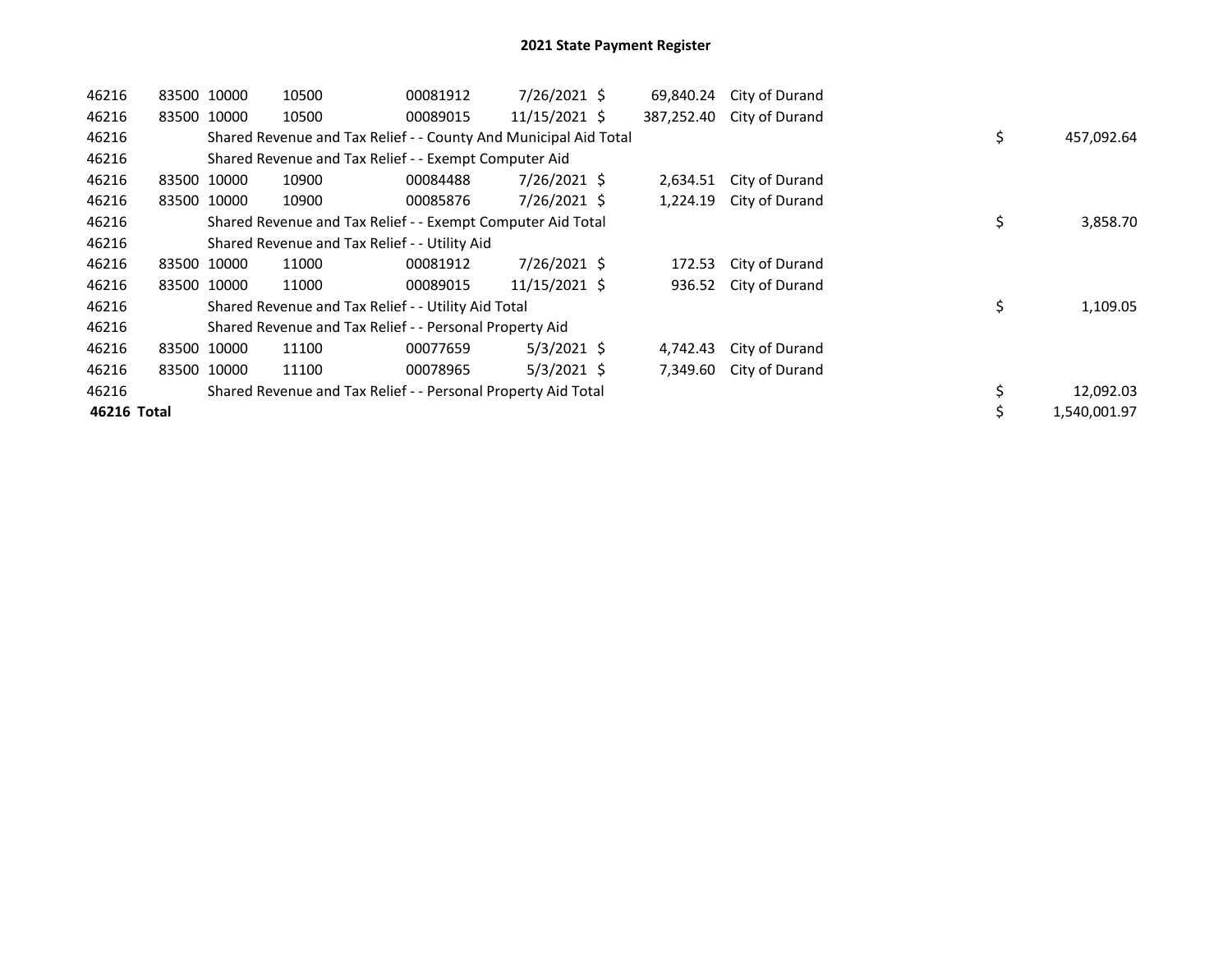# 2021 State Payment Register

| | | | | | | | | | |
|---|---|---|---|---|---|---|---|---|---|
| 46216 | 83500 | 10000 | 10500 | 00081912 | 7/26/2021 | $ 69,840.24 | City of Durand | | |
| 46216 | 83500 | 10000 | 10500 | 00089015 | 11/15/2021 | $ 387,252.40 | City of Durand | | |
| 46216 | | Shared Revenue and Tax Relief - - County And Municipal Aid Total | | | | | | $ | 457,092.64 |
| 46216 | | Shared Revenue and Tax Relief - - Exempt Computer Aid | | | | | | | |
| 46216 | 83500 | 10000 | 10900 | 00084488 | 7/26/2021 | $ 2,634.51 | City of Durand | | |
| 46216 | 83500 | 10000 | 10900 | 00085876 | 7/26/2021 | $ 1,224.19 | City of Durand | | |
| 46216 | | Shared Revenue and Tax Relief - - Exempt Computer Aid Total | | | | | | $ | 3,858.70 |
| 46216 | | Shared Revenue and Tax Relief - - Utility Aid | | | | | | | |
| 46216 | 83500 | 10000 | 11000 | 00081912 | 7/26/2021 | $ 172.53 | City of Durand | | |
| 46216 | 83500 | 10000 | 11000 | 00089015 | 11/15/2021 | $ 936.52 | City of Durand | | |
| 46216 | | Shared Revenue and Tax Relief - - Utility Aid Total | | | | | | $ | 1,109.05 |
| 46216 | | Shared Revenue and Tax Relief - - Personal Property Aid | | | | | | | |
| 46216 | 83500 | 10000 | 11100 | 00077659 | 5/3/2021 | $ 4,742.43 | City of Durand | | |
| 46216 | 83500 | 10000 | 11100 | 00078965 | 5/3/2021 | $ 7,349.60 | City of Durand | | |
| 46216 | | Shared Revenue and Tax Relief - - Personal Property Aid Total | | | | | | $ | 12,092.03 |
| **46216 Total** | | | | | | | | $ | 1,540,001.97 |